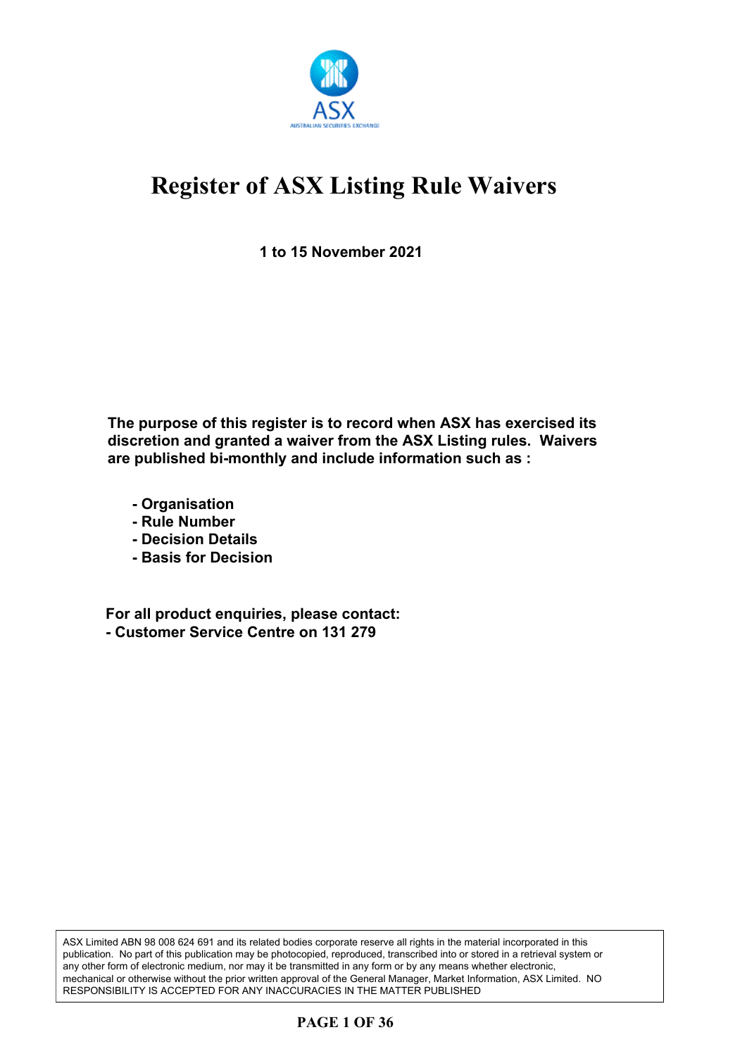# Register of ASX Listing Rule Waivers

**1 to 15 November 2021**

**The purpose of this register is to record when ASX has exercised its discretion and granted a waiver from the ASX Listing rules. Waivers are published bi-monthly and include information such as :**

- **Organisation**
- **Rule Number**
- **Decision Details**
- **Basis for Decision**

**For all product enquiries, please contact:**
**- Customer Service Centre on 131 279**

ASX Limited ABN 98 008 624 691 and its related bodies corporate reserve all rights in the material incorporated in this publication. No part of this publication may be photocopied, reproduced, transcribed into or stored in a retrieval system or any other form of electronic medium, nor may it be transmitted in any form or by any means whether electronic, mechanical or otherwise without the prior written approval of the General Manager, Market Information, ASX Limited. NO RESPONSIBILITY IS ACCEPTED FOR ANY INACCURACIES IN THE MATTER PUBLISHED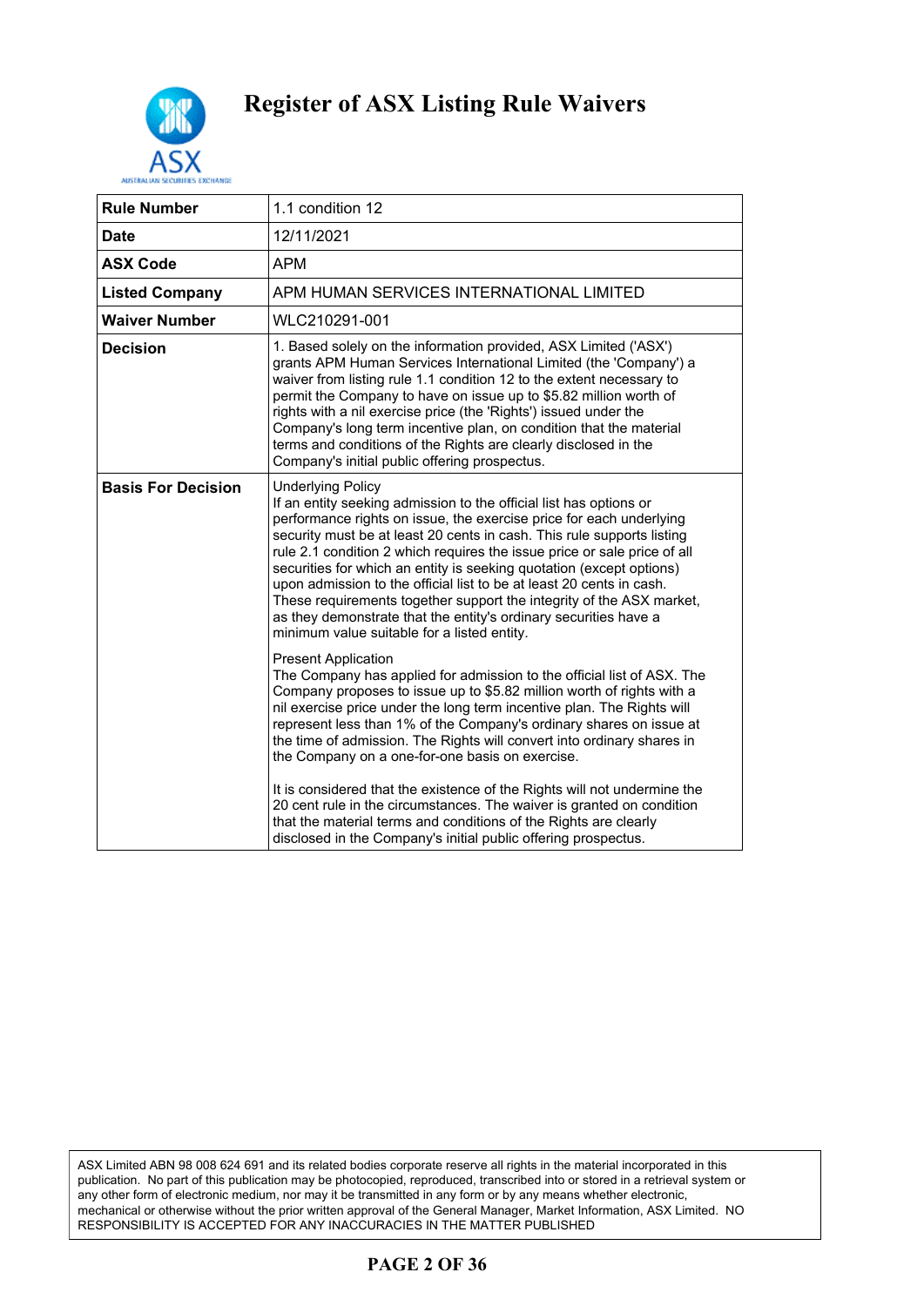# Register of ASX Listing Rule Waivers

| Rule Number | 1.1 condition 12 |
|---|---|
| **Date** | 12/11/2021 |
| **ASX Code** | APM |
| **Listed Company** | APM HUMAN SERVICES INTERNATIONAL LIMITED |
| **Waiver Number** | WLC210291-001 |
| **Decision** | 1. Based solely on the information provided, ASX Limited ('ASX') grants APM Human Services International Limited (the 'Company') a waiver from listing rule 1.1 condition 12 to the extent necessary to permit the Company to have on issue up to $5.82 million worth of rights with a nil exercise price (the 'Rights') issued under the Company's long term incentive plan, on condition that the material terms and conditions of the Rights are clearly disclosed in the Company's initial public offering prospectus. |
| **Basis For Decision** | Underlying Policy<br>If an entity seeking admission to the official list has options or performance rights on issue, the exercise price for each underlying security must be at least 20 cents in cash. This rule supports listing rule 2.1 condition 2 which requires the issue price or sale price of all securities for which an entity is seeking quotation (except options) upon admission to the official list to be at least 20 cents in cash. These requirements together support the integrity of the ASX market, as they demonstrate that the entity's ordinary securities have a minimum value suitable for a listed entity.<br><br>Present Application<br>The Company has applied for admission to the official list of ASX. The Company proposes to issue up to $5.82 million worth of rights with a nil exercise price under the long term incentive plan. The Rights will represent less than 1% of the Company's ordinary shares on issue at the time of admission. The Rights will convert into ordinary shares in the Company on a one-for-one basis on exercise.<br><br>It is considered that the existence of the Rights will not undermine the 20 cent rule in the circumstances. The waiver is granted on condition that the material terms and conditions of the Rights are clearly disclosed in the Company's initial public offering prospectus. |

ASX Limited ABN 98 008 624 691 and its related bodies corporate reserve all rights in the material incorporated in this publication. No part of this publication may be photocopied, reproduced, transcribed into or stored in a retrieval system or any other form of electronic medium, nor may it be transmitted in any form or by any means whether electronic, mechanical or otherwise without the prior written approval of the General Manager, Market Information, ASX Limited. NO RESPONSIBILITY IS ACCEPTED FOR ANY INACCURACIES IN THE MATTER PUBLISHED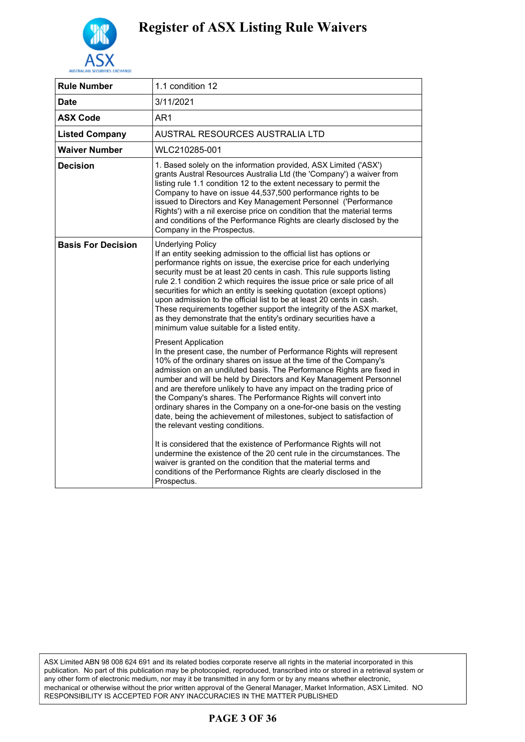# Register of ASX Listing Rule Waivers

| Rule Number | 1.1 condition 12 |
|---|---|
| Date | 3/11/2021 |
| ASX Code | AR1 |
| Listed Company | AUSTRAL RESOURCES AUSTRALIA LTD |
| Waiver Number | WLC210285-001 |
| Decision | 1. Based solely on the information provided, ASX Limited ('ASX') grants Austral Resources Australia Ltd (the 'Company') a waiver from listing rule 1.1 condition 12 to the extent necessary to permit the Company to have on issue 44,537,500 performance rights to be issued to Directors and Key Management Personnel ('Performance Rights') with a nil exercise price on condition that the material terms and conditions of the Performance Rights are clearly disclosed by the Company in the Prospectus. |
| Basis For Decision | Underlying Policy<br>If an entity seeking admission to the official list has options or performance rights on issue, the exercise price for each underlying security must be at least 20 cents in cash. This rule supports listing rule 2.1 condition 2 which requires the issue price or sale price of all securities for which an entity is seeking quotation (except options) upon admission to the official list to be at least 20 cents in cash. These requirements together support the integrity of the ASX market, as they demonstrate that the entity's ordinary securities have a minimum value suitable for a listed entity.<br><br>Present Application<br>In the present case, the number of Performance Rights will represent 10% of the ordinary shares on issue at the time of the Company's admission on an undiluted basis. The Performance Rights are fixed in number and will be held by Directors and Key Management Personnel and are therefore unlikely to have any impact on the trading price of the Company's shares. The Performance Rights will convert into ordinary shares in the Company on a one-for-one basis on the vesting date, being the achievement of milestones, subject to satisfaction of the relevant vesting conditions.<br><br>It is considered that the existence of Performance Rights will not undermine the existence of the 20 cent rule in the circumstances. The waiver is granted on the condition that the material terms and conditions of the Performance Rights are clearly disclosed in the Prospectus. |

ASX Limited ABN 98 008 624 691 and its related bodies corporate reserve all rights in the material incorporated in this publication. No part of this publication may be photocopied, reproduced, transcribed into or stored in a retrieval system or any other form of electronic medium, nor may it be transmitted in any form or by any means whether electronic, mechanical or otherwise without the prior written approval of the General Manager, Market Information, ASX Limited. NO RESPONSIBILITY IS ACCEPTED FOR ANY INACCURACIES IN THE MATTER PUBLISHED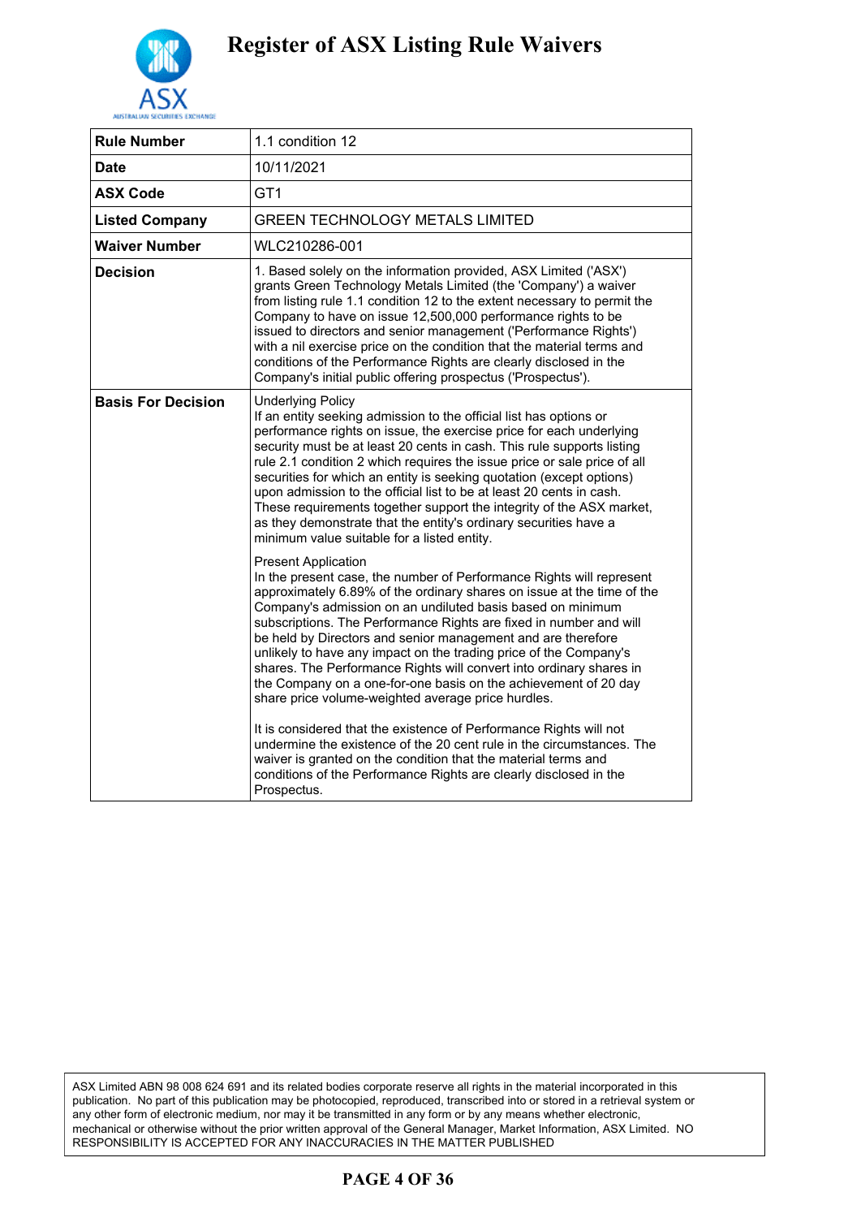# Register of ASX Listing Rule Waivers

| Rule Number | 1.1 condition 12 |
|---|---|
| Date | 10/11/2021 |
| ASX Code | GT1 |
| Listed Company | GREEN TECHNOLOGY METALS LIMITED |
| Waiver Number | WLC210286-001 |
| Decision | 1. Based solely on the information provided, ASX Limited ('ASX') grants Green Technology Metals Limited (the 'Company') a waiver from listing rule 1.1 condition 12 to the extent necessary to permit the Company to have on issue 12,500,000 performance rights to be issued to directors and senior management ('Performance Rights') with a nil exercise price on the condition that the material terms and conditions of the Performance Rights are clearly disclosed in the Company's initial public offering prospectus ('Prospectus'). |
| Basis For Decision | Underlying Policy<br>If an entity seeking admission to the official list has options or performance rights on issue, the exercise price for each underlying security must be at least 20 cents in cash. This rule supports listing rule 2.1 condition 2 which requires the issue price or sale price of all securities for which an entity is seeking quotation (except options) upon admission to the official list to be at least 20 cents in cash. These requirements together support the integrity of the ASX market, as they demonstrate that the entity's ordinary securities have a minimum value suitable for a listed entity.<br><br>Present Application<br>In the present case, the number of Performance Rights will represent approximately 6.89% of the ordinary shares on issue at the time of the Company's admission on an undiluted basis based on minimum subscriptions. The Performance Rights are fixed in number and will be held by Directors and senior management and are therefore unlikely to have any impact on the trading price of the Company's shares. The Performance Rights will convert into ordinary shares in the Company on a one-for-one basis on the achievement of 20 day share price volume-weighted average price hurdles.<br><br>It is considered that the existence of Performance Rights will not undermine the existence of the 20 cent rule in the circumstances. The waiver is granted on the condition that the material terms and conditions of the Performance Rights are clearly disclosed in the Prospectus. |

ASX Limited ABN 98 008 624 691 and its related bodies corporate reserve all rights in the material incorporated in this publication. No part of this publication may be photocopied, reproduced, transcribed into or stored in a retrieval system or any other form of electronic medium, nor may it be transmitted in any form or by any means whether electronic, mechanical or otherwise without the prior written approval of the General Manager, Market Information, ASX Limited. NO RESPONSIBILITY IS ACCEPTED FOR ANY INACCURACIES IN THE MATTER PUBLISHED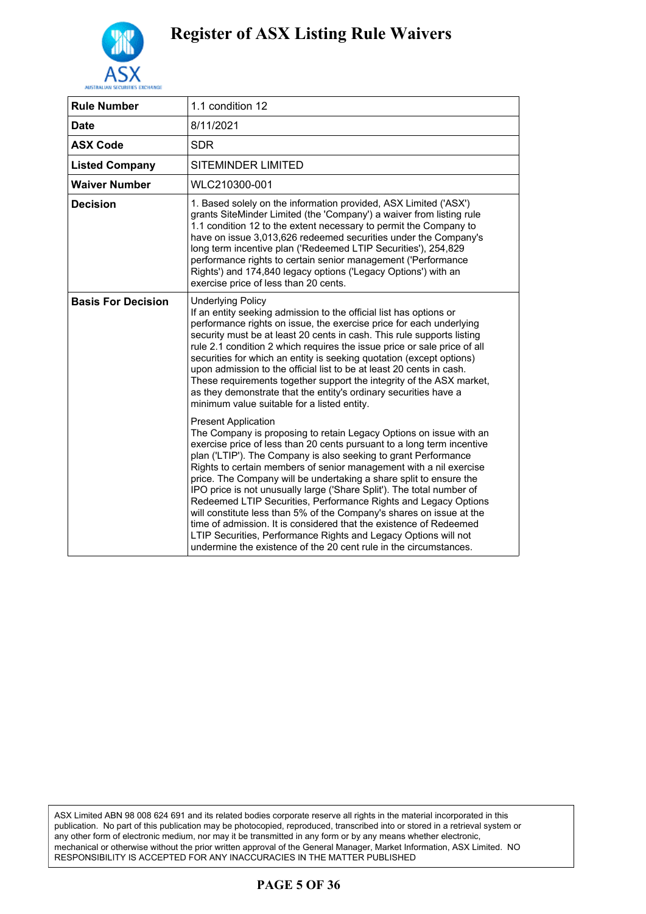# Register of ASX Listing Rule Waivers

| Rule Number | 1.1 condition 12 |
|---|---|
| Date | 8/11/2021 |
| ASX Code | SDR |
| Listed Company | SITEMINDER LIMITED |
| Waiver Number | WLC210300-001 |
| Decision | 1. Based solely on the information provided, ASX Limited ('ASX') grants SiteMinder Limited (the 'Company') a waiver from listing rule 1.1 condition 12 to the extent necessary to permit the Company to have on issue 3,013,626 redeemed securities under the Company's long term incentive plan ('Redeemed LTIP Securities'), 254,829 performance rights to certain senior management ('Performance Rights') and 174,840 legacy options ('Legacy Options') with an exercise price of less than 20 cents. |
| Basis For Decision | Underlying Policy<br>If an entity seeking admission to the official list has options or performance rights on issue, the exercise price for each underlying security must be at least 20 cents in cash. This rule supports listing rule 2.1 condition 2 which requires the issue price or sale price of all securities for which an entity is seeking quotation (except options) upon admission to the official list to be at least 20 cents in cash. These requirements together support the integrity of the ASX market, as they demonstrate that the entity's ordinary securities have a minimum value suitable for a listed entity.<br><br>Present Application<br>The Company is proposing to retain Legacy Options on issue with an exercise price of less than 20 cents pursuant to a long term incentive plan ('LTIP'). The Company is also seeking to grant Performance Rights to certain members of senior management with a nil exercise price. The Company will be undertaking a share split to ensure the IPO price is not unusually large ('Share Split'). The total number of Redeemed LTIP Securities, Performance Rights and Legacy Options will constitute less than 5% of the Company's shares on issue at the time of admission. It is considered that the existence of Redeemed LTIP Securities, Performance Rights and Legacy Options will not undermine the existence of the 20 cent rule in the circumstances. |

ASX Limited ABN 98 008 624 691 and its related bodies corporate reserve all rights in the material incorporated in this publication. No part of this publication may be photocopied, reproduced, transcribed into or stored in a retrieval system or any other form of electronic medium, nor may it be transmitted in any form or by any means whether electronic, mechanical or otherwise without the prior written approval of the General Manager, Market Information, ASX Limited. NO RESPONSIBILITY IS ACCEPTED FOR ANY INACCURACIES IN THE MATTER PUBLISHED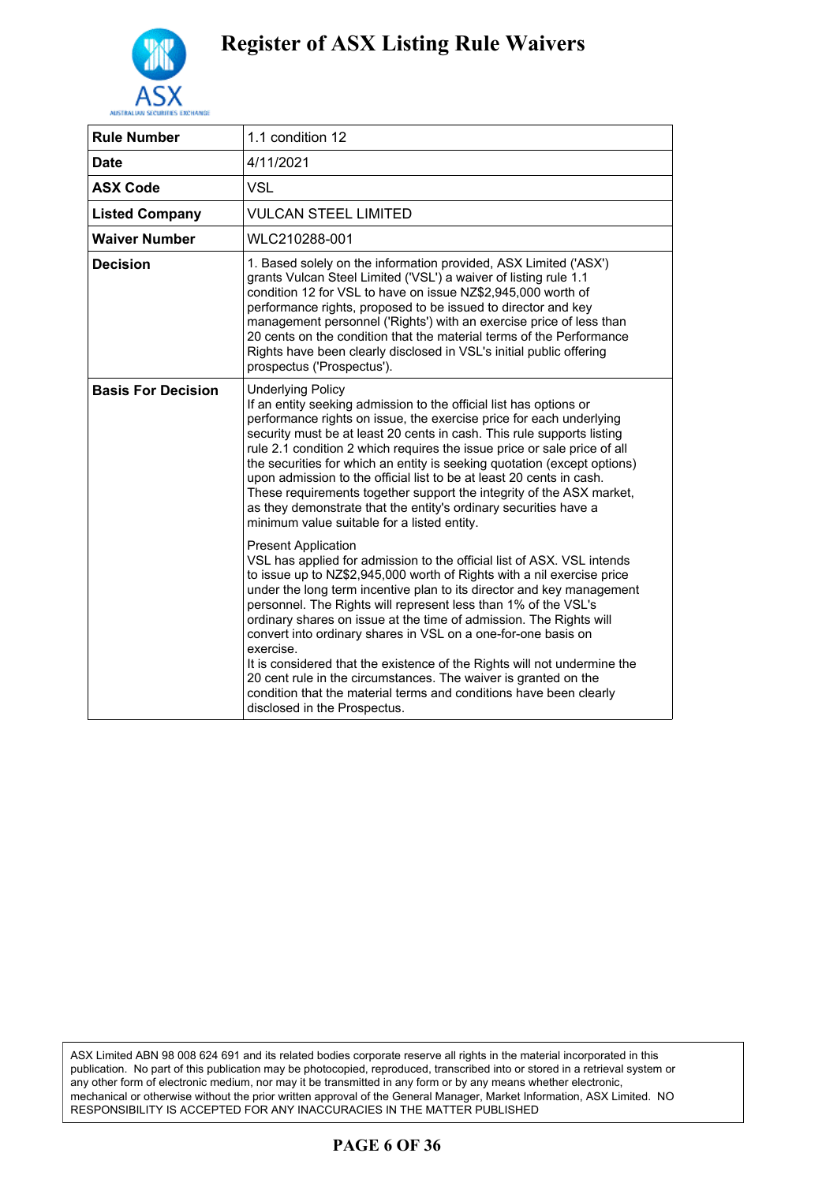# Register of ASX Listing Rule Waivers

| Rule Number | 1.1 condition 12 |
|---|---|
| Date | 4/11/2021 |
| ASX Code | VSL |
| Listed Company | VULCAN STEEL LIMITED |
| Waiver Number | WLC210288-001 |
| Decision | 1. Based solely on the information provided, ASX Limited ('ASX') grants Vulcan Steel Limited ('VSL') a waiver of listing rule 1.1 condition 12 for VSL to have on issue NZ$2,945,000 worth of performance rights, proposed to be issued to director and key management personnel ('Rights') with an exercise price of less than 20 cents on the condition that the material terms of the Performance Rights have been clearly disclosed in VSL's initial public offering prospectus ('Prospectus'). |
| Basis For Decision | Underlying Policy<br>If an entity seeking admission to the official list has options or performance rights on issue, the exercise price for each underlying security must be at least 20 cents in cash. This rule supports listing rule 2.1 condition 2 which requires the issue price or sale price of all the securities for which an entity is seeking quotation (except options) upon admission to the official list to be at least 20 cents in cash. These requirements together support the integrity of the ASX market, as they demonstrate that the entity's ordinary securities have a minimum value suitable for a listed entity.<br><br>Present Application<br>VSL has applied for admission to the official list of ASX. VSL intends to issue up to NZ$2,945,000 worth of Rights with a nil exercise price under the long term incentive plan to its director and key management personnel. The Rights will represent less than 1% of the VSL's ordinary shares on issue at the time of admission. The Rights will convert into ordinary shares in VSL on a one-for-one basis on exercise.<br>It is considered that the existence of the Rights will not undermine the 20 cent rule in the circumstances. The waiver is granted on the condition that the material terms and conditions have been clearly disclosed in the Prospectus. |

ASX Limited ABN 98 008 624 691 and its related bodies corporate reserve all rights in the material incorporated in this publication. No part of this publication may be photocopied, reproduced, transcribed into or stored in a retrieval system or any other form of electronic medium, nor may it be transmitted in any form or by any means whether electronic, mechanical or otherwise without the prior written approval of the General Manager, Market Information, ASX Limited. NO RESPONSIBILITY IS ACCEPTED FOR ANY INACCURACIES IN THE MATTER PUBLISHED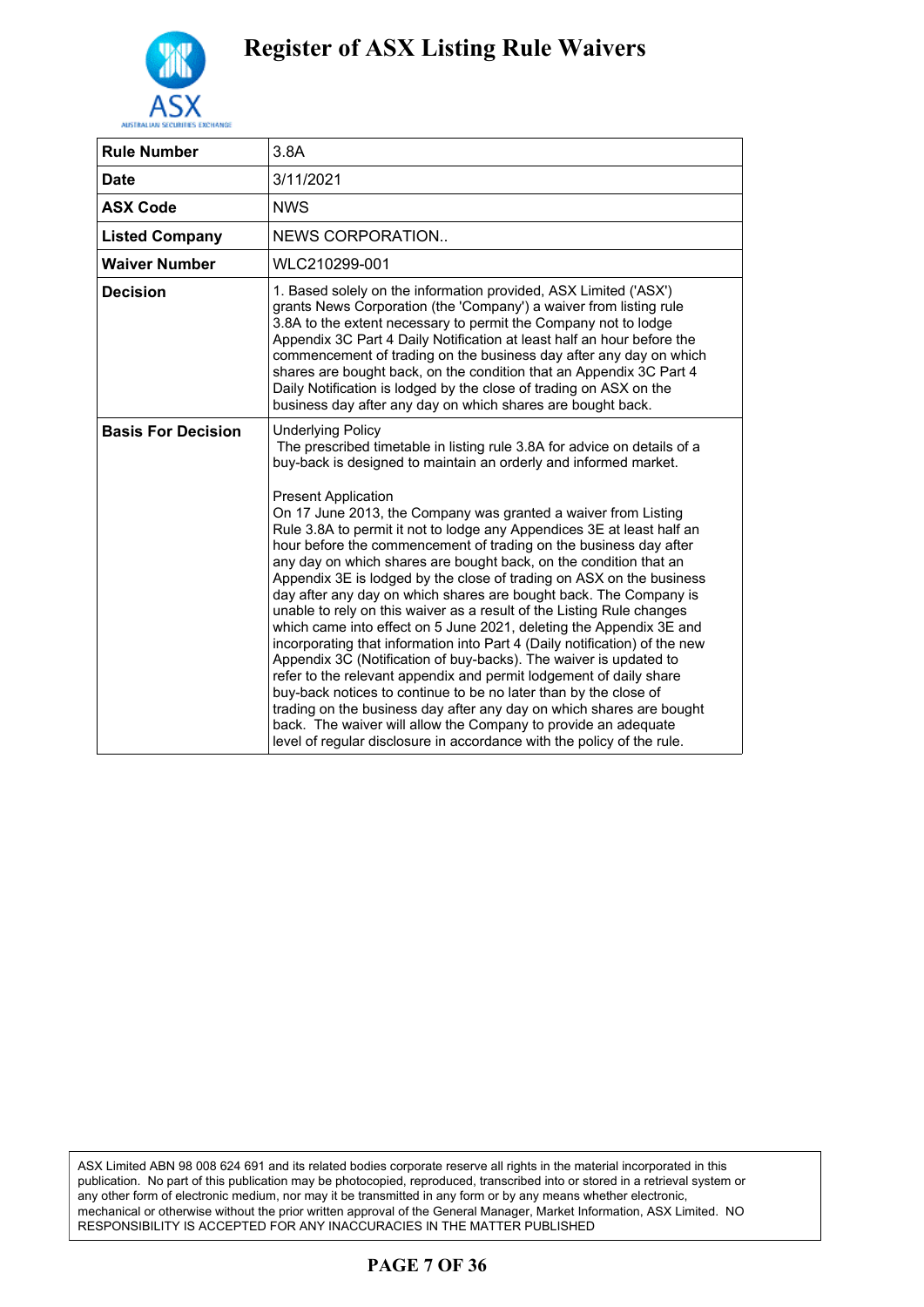# Register of ASX Listing Rule Waivers

| Rule Number | 3.8A |
|---|---|
| Date | 3/11/2021 |
| ASX Code | NWS |
| Listed Company | NEWS CORPORATION.. |
| Waiver Number | WLC210299-001 |
| Decision | 1. Based solely on the information provided, ASX Limited ('ASX') grants News Corporation (the 'Company') a waiver from listing rule 3.8A to the extent necessary to permit the Company not to lodge Appendix 3C Part 4 Daily Notification at least half an hour before the commencement of trading on the business day after any day on which shares are bought back, on the condition that an Appendix 3C Part 4 Daily Notification is lodged by the close of trading on ASX on the business day after any day on which shares are bought back. |
| Basis For Decision | Underlying Policy<br>The prescribed timetable in listing rule 3.8A for advice on details of a buy-back is designed to maintain an orderly and informed market.<br><br>Present Application<br>On 17 June 2013, the Company was granted a waiver from Listing Rule 3.8A to permit it not to lodge any Appendices 3E at least half an hour before the commencement of trading on the business day after any day on which shares are bought back, on the condition that an Appendix 3E is lodged by the close of trading on ASX on the business day after any day on which shares are bought back. The Company is unable to rely on this waiver as a result of the Listing Rule changes which came into effect on 5 June 2021, deleting the Appendix 3E and incorporating that information into Part 4 (Daily notification) of the new Appendix 3C (Notification of buy-backs). The waiver is updated to refer to the relevant appendix and permit lodgement of daily share buy-back notices to continue to be no later than by the close of trading on the business day after any day on which shares are bought back. The waiver will allow the Company to provide an adequate level of regular disclosure in accordance with the policy of the rule. |

ASX Limited ABN 98 008 624 691 and its related bodies corporate reserve all rights in the material incorporated in this publication. No part of this publication may be photocopied, reproduced, transcribed into or stored in a retrieval system or any other form of electronic medium, nor may it be transmitted in any form or by any means whether electronic, mechanical or otherwise without the prior written approval of the General Manager, Market Information, ASX Limited. NO RESPONSIBILITY IS ACCEPTED FOR ANY INACCURACIES IN THE MATTER PUBLISHED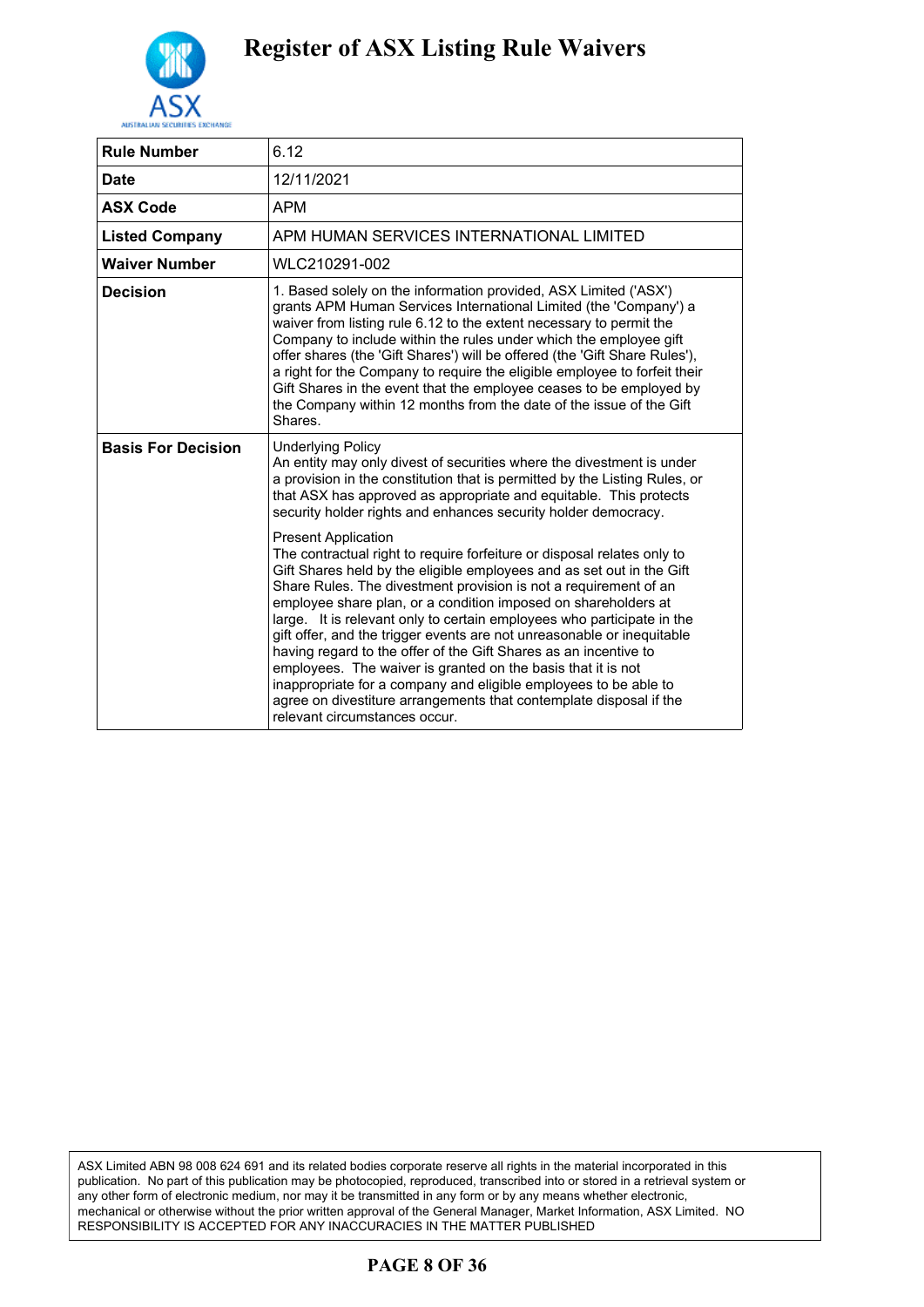# Register of ASX Listing Rule Waivers

| | |
|---|---|
| **Rule Number** | 6.12 |
| **Date** | 12/11/2021 |
| **ASX Code** | APM |
| **Listed Company** | APM HUMAN SERVICES INTERNATIONAL LIMITED |
| **Waiver Number** | WLC210291-002 |
| **Decision** | 1. Based solely on the information provided, ASX Limited ('ASX') grants APM Human Services International Limited (the 'Company') a waiver from listing rule 6.12 to the extent necessary to permit the Company to include within the rules under which the employee gift offer shares (the 'Gift Shares') will be offered (the 'Gift Share Rules'), a right for the Company to require the eligible employee to forfeit their Gift Shares in the event that the employee ceases to be employed by the Company within 12 months from the date of the issue of the Gift Shares. |
| **Basis For Decision** | Underlying Policy<br>An entity may only divest of securities where the divestment is under a provision in the constitution that is permitted by the Listing Rules, or that ASX has approved as appropriate and equitable. This protects security holder rights and enhances security holder democracy.<br><br>Present Application<br>The contractual right to require forfeiture or disposal relates only to Gift Shares held by the eligible employees and as set out in the Gift Share Rules. The divestment provision is not a requirement of an employee share plan, or a condition imposed on shareholders at large. It is relevant only to certain employees who participate in the gift offer, and the trigger events are not unreasonable or inequitable having regard to the offer of the Gift Shares as an incentive to employees. The waiver is granted on the basis that it is not inappropriate for a company and eligible employees to be able to agree on divestiture arrangements that contemplate disposal if the relevant circumstances occur. |

ASX Limited ABN 98 008 624 691 and its related bodies corporate reserve all rights in the material incorporated in this publication. No part of this publication may be photocopied, reproduced, transcribed into or stored in a retrieval system or any other form of electronic medium, nor may it be transmitted in any form or by any means whether electronic, mechanical or otherwise without the prior written approval of the General Manager, Market Information, ASX Limited. NO RESPONSIBILITY IS ACCEPTED FOR ANY INACCURACIES IN THE MATTER PUBLISHED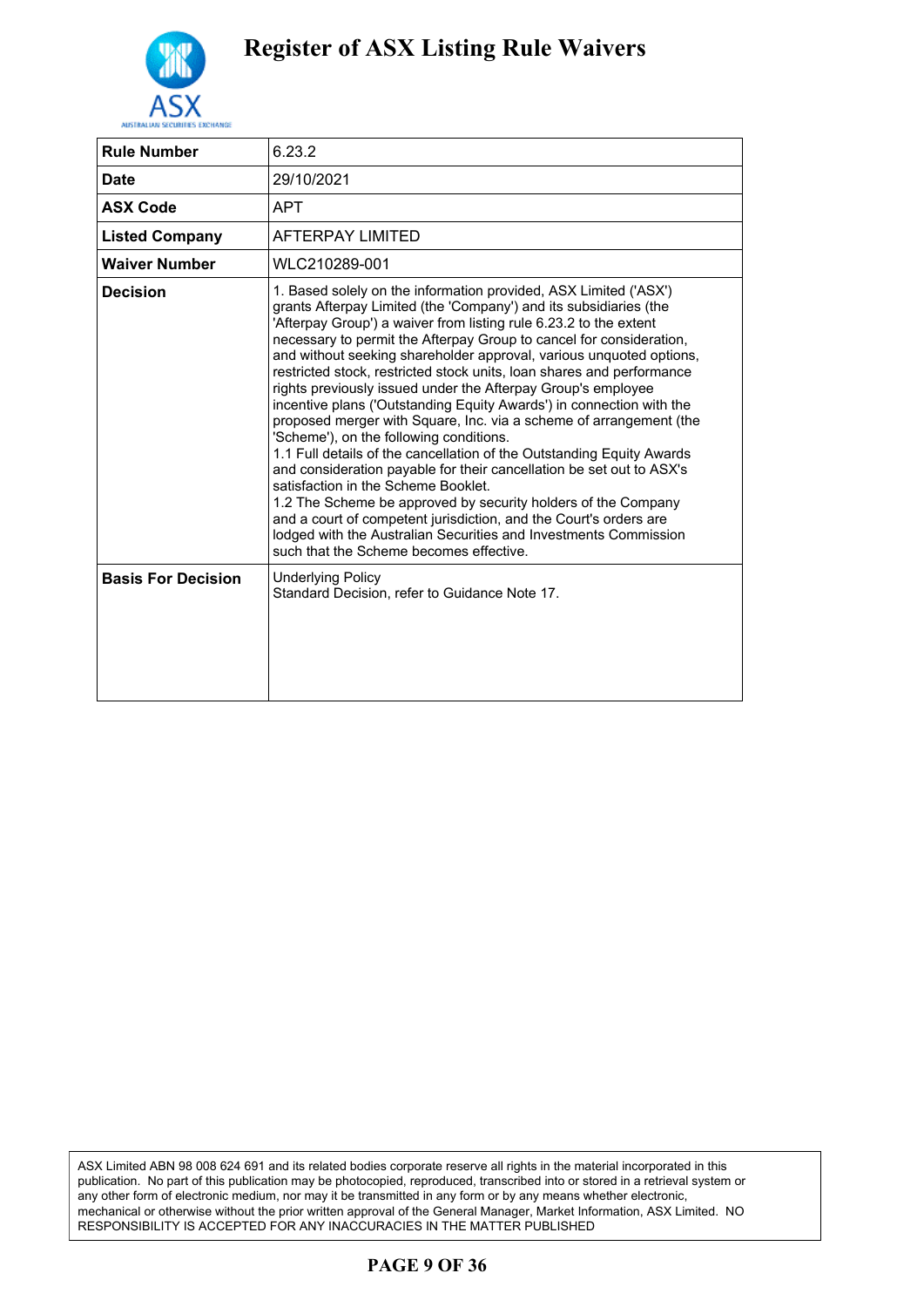# Register of ASX Listing Rule Waivers

| | |
|---|---|
| **Rule Number** | 6.23.2 |
| **Date** | 29/10/2021 |
| **ASX Code** | APT |
| **Listed Company** | AFTERPAY LIMITED |
| **Waiver Number** | WLC210289-001 |
| **Decision** | 1. Based solely on the information provided, ASX Limited ('ASX') grants Afterpay Limited (the 'Company') and its subsidiaries (the 'Afterpay Group') a waiver from listing rule 6.23.2 to the extent necessary to permit the Afterpay Group to cancel for consideration, and without seeking shareholder approval, various unquoted options, restricted stock, restricted stock units, loan shares and performance rights previously issued under the Afterpay Group's employee incentive plans ('Outstanding Equity Awards') in connection with the proposed merger with Square, Inc. via a scheme of arrangement (the 'Scheme'), on the following conditions.<br>1.1 Full details of the cancellation of the Outstanding Equity Awards and consideration payable for their cancellation be set out to ASX's satisfaction in the Scheme Booklet.<br>1.2 The Scheme be approved by security holders of the Company and a court of competent jurisdiction, and the Court's orders are lodged with the Australian Securities and Investments Commission such that the Scheme becomes effective. |
| **Basis For Decision** | Underlying Policy<br>Standard Decision, refer to Guidance Note 17. |

ASX Limited ABN 98 008 624 691 and its related bodies corporate reserve all rights in the material incorporated in this publication. No part of this publication may be photocopied, reproduced, transcribed into or stored in a retrieval system or any other form of electronic medium, nor may it be transmitted in any form or by any means whether electronic, mechanical or otherwise without the prior written approval of the General Manager, Market Information, ASX Limited. NO RESPONSIBILITY IS ACCEPTED FOR ANY INACCURACIES IN THE MATTER PUBLISHED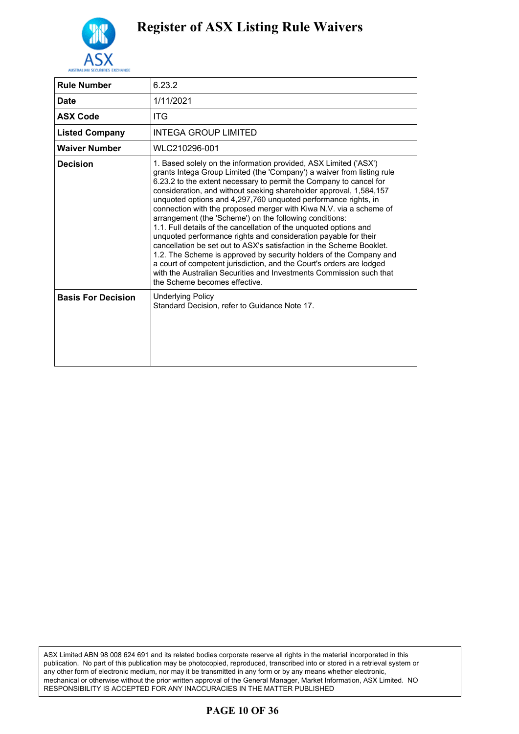# Register of ASX Listing Rule Waivers

| Rule Number | 6.23.2 |
|---|---|
| Date | 1/11/2021 |
| ASX Code | ITG |
| Listed Company | INTEGA GROUP LIMITED |
| Waiver Number | WLC210296-001 |
| Decision | 1. Based solely on the information provided, ASX Limited ('ASX') grants Intega Group Limited (the 'Company') a waiver from listing rule 6.23.2 to the extent necessary to permit the Company to cancel for consideration, and without seeking shareholder approval, 1,584,157 unquoted options and 4,297,760 unquoted performance rights, in connection with the proposed merger with Kiwa N.V. via a scheme of arrangement (the 'Scheme') on the following conditions:<br>1.1. Full details of the cancellation of the unquoted options and unquoted performance rights and consideration payable for their cancellation be set out to ASX's satisfaction in the Scheme Booklet.<br>1.2. The Scheme is approved by security holders of the Company and a court of competent jurisdiction, and the Court's orders are lodged with the Australian Securities and Investments Commission such that the Scheme becomes effective. |
| Basis For Decision | Underlying Policy<br>Standard Decision, refer to Guidance Note 17. |

ASX Limited ABN 98 008 624 691 and its related bodies corporate reserve all rights in the material incorporated in this publication. No part of this publication may be photocopied, reproduced, transcribed into or stored in a retrieval system or any other form of electronic medium, nor may it be transmitted in any form or by any means whether electronic, mechanical or otherwise without the prior written approval of the General Manager, Market Information, ASX Limited. NO RESPONSIBILITY IS ACCEPTED FOR ANY INACCURACIES IN THE MATTER PUBLISHED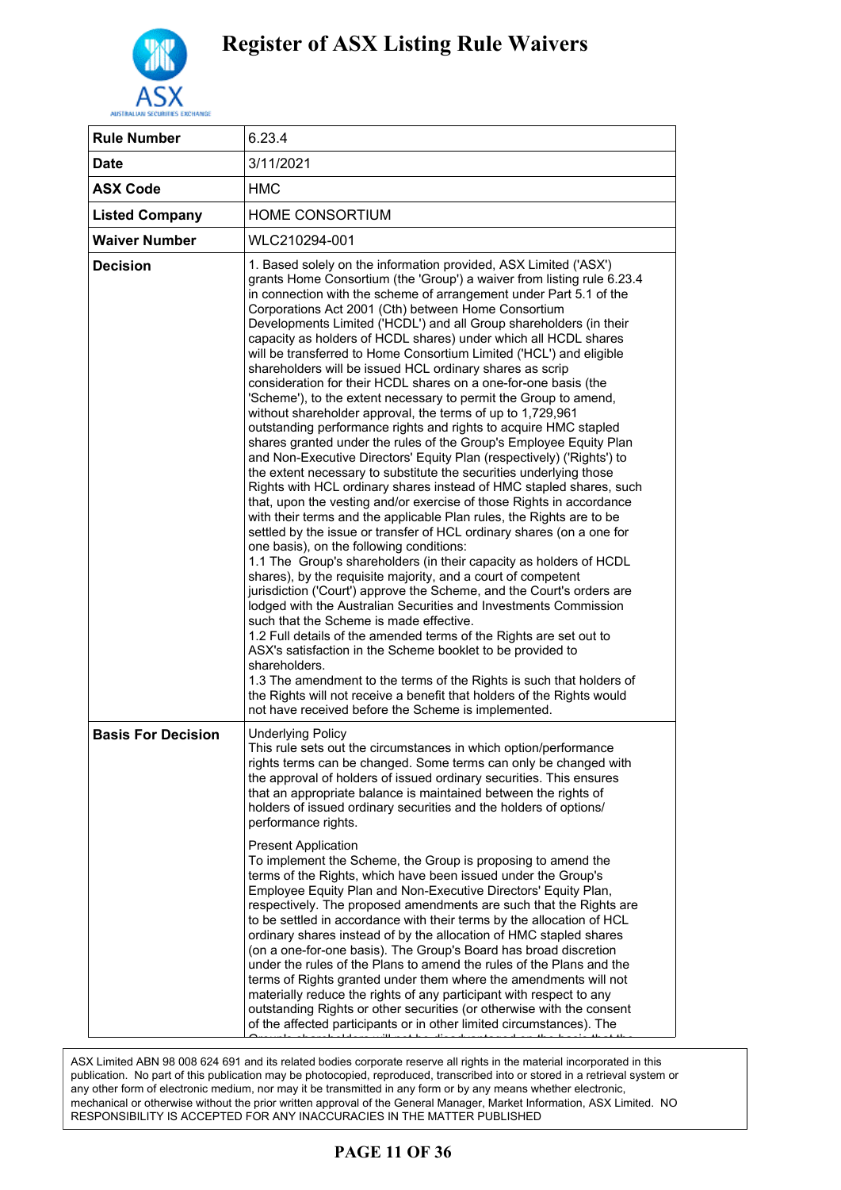# Register of ASX Listing Rule Waivers

| Rule Number | 6.23.4 |
|---|---|
| Date | 3/11/2021 |
| ASX Code | HMC |
| Listed Company | HOME CONSORTIUM |
| Waiver Number | WLC210294-001 |
| Decision | 1. Based solely on the information provided, ASX Limited ('ASX') grants Home Consortium (the 'Group') a waiver from listing rule 6.23.4 in connection with the scheme of arrangement under Part 5.1 of the Corporations Act 2001 (Cth) between Home Consortium Developments Limited ('HCDL') and all Group shareholders (in their capacity as holders of HCDL shares) under which all HCDL shares will be transferred to Home Consortium Limited ('HCL') and eligible shareholders will be issued HCL ordinary shares as scrip consideration for their HCDL shares on a one-for-one basis (the 'Scheme'), to the extent necessary to permit the Group to amend, without shareholder approval, the terms of up to 1,729,961 outstanding performance rights and rights to acquire HMC stapled shares granted under the rules of the Group's Employee Equity Plan and Non-Executive Directors' Equity Plan (respectively) ('Rights') to the extent necessary to substitute the securities underlying those Rights with HCL ordinary shares instead of HMC stapled shares, such that, upon the vesting and/or exercise of those Rights in accordance with their terms and the applicable Plan rules, the Rights are to be settled by the issue or transfer of HCL ordinary shares (on a one for one basis), on the following conditions:<br>1.1 The Group's shareholders (in their capacity as holders of HCDL shares), by the requisite majority, and a court of competent jurisdiction ('Court') approve the Scheme, and the Court's orders are lodged with the Australian Securities and Investments Commission such that the Scheme is made effective.<br>1.2 Full details of the amended terms of the Rights are set out to ASX's satisfaction in the Scheme booklet to be provided to shareholders.<br>1.3 The amendment to the terms of the Rights is such that holders of the Rights will not receive a benefit that holders of the Rights would not have received before the Scheme is implemented. |
| Basis For Decision | Underlying Policy<br>This rule sets out the circumstances in which option/performance rights terms can be changed. Some terms can only be changed with the approval of holders of issued ordinary securities. This ensures that an appropriate balance is maintained between the rights of holders of issued ordinary securities and the holders of options/ performance rights.<br><br>Present Application<br>To implement the Scheme, the Group is proposing to amend the terms of the Rights, which have been issued under the Group's Employee Equity Plan and Non-Executive Directors' Equity Plan, respectively. The proposed amendments are such that the Rights are to be settled in accordance with their terms by the allocation of HCL ordinary shares instead of by the allocation of HMC stapled shares (on a one-for-one basis). The Group's Board has broad discretion under the rules of the Plans to amend the rules of the Plans and the terms of Rights granted under them where the amendments will not materially reduce the rights of any participant with respect to any outstanding Rights or other securities (or otherwise with the consent of the affected participants or in other limited circumstances). The |

ASX Limited ABN 98 008 624 691 and its related bodies corporate reserve all rights in the material incorporated in this publication. No part of this publication may be photocopied, reproduced, transcribed into or stored in a retrieval system or any other form of electronic medium, nor may it be transmitted in any form or by any means whether electronic, mechanical or otherwise without the prior written approval of the General Manager, Market Information, ASX Limited. NO RESPONSIBILITY IS ACCEPTED FOR ANY INACCURACIES IN THE MATTER PUBLISHED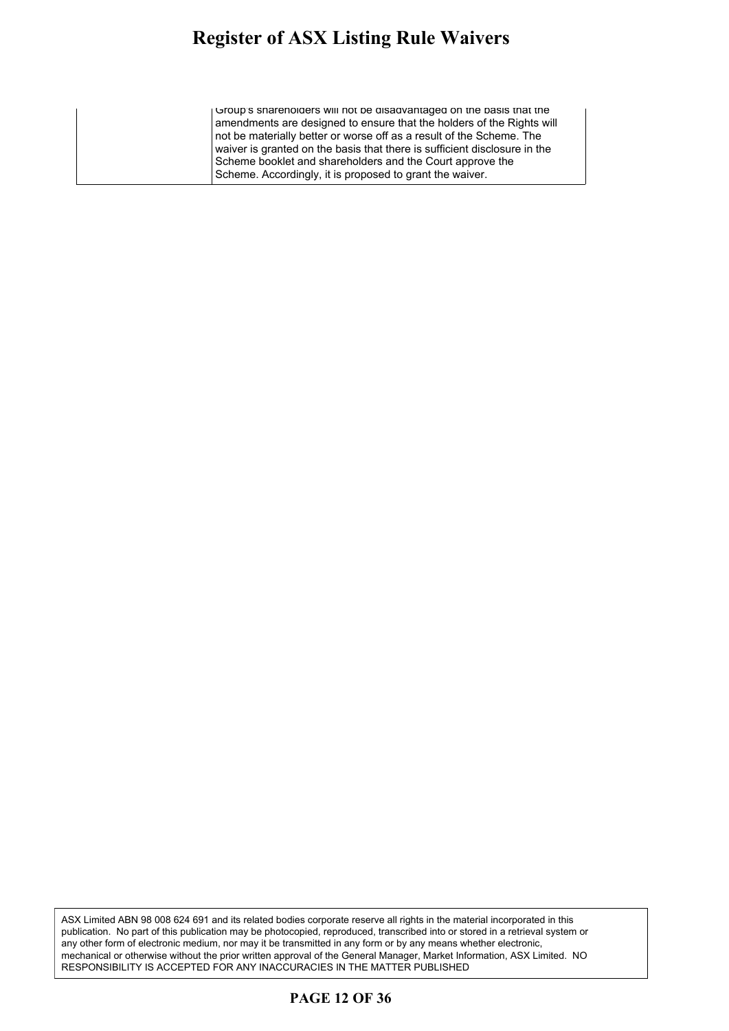| | |
|---|---|
| | Group's shareholders will not be disadvantaged on the basis that the amendments are designed to ensure that the holders of the Rights will not be materially better or worse off as a result of the Scheme. The waiver is granted on the basis that there is sufficient disclosure in the Scheme booklet and shareholders and the Court approve the Scheme. Accordingly, it is proposed to grant the waiver. |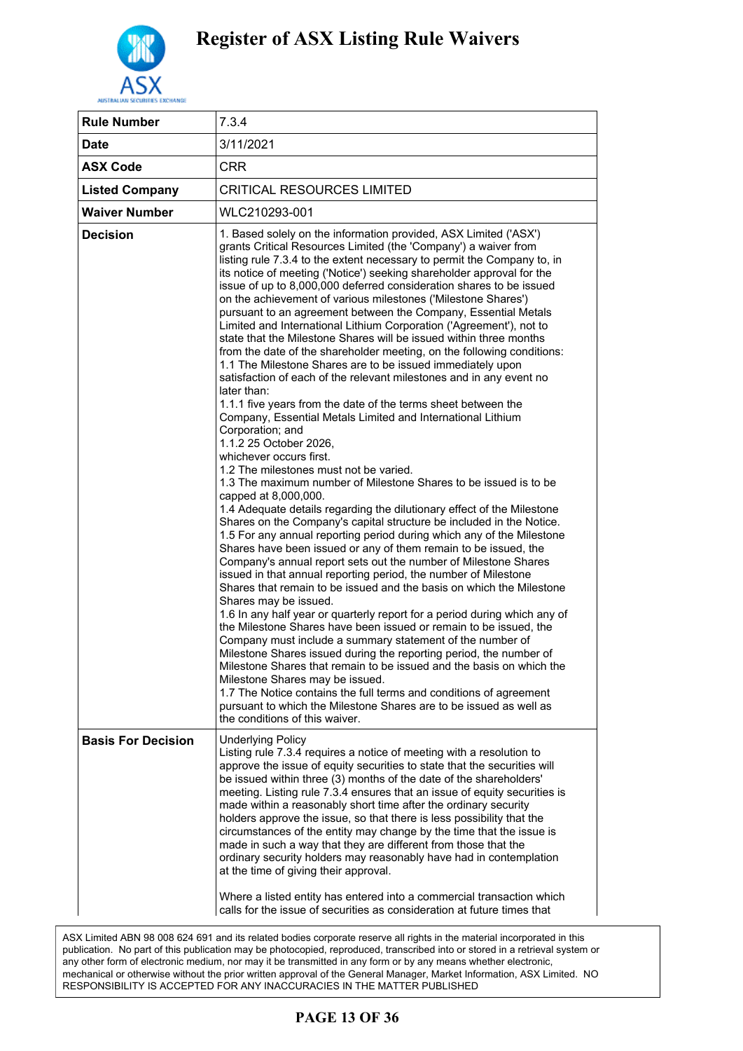# Register of ASX Listing Rule Waivers

| | |
|---|---|
| **Rule Number** | 7.3.4 |
| **Date** | 3/11/2021 |
| **ASX Code** | CRR |
| **Listed Company** | CRITICAL RESOURCES LIMITED |
| **Waiver Number** | WLC210293-001 |
| **Decision** | 1. Based solely on the information provided, ASX Limited ('ASX') grants Critical Resources Limited (the 'Company') a waiver from listing rule 7.3.4 to the extent necessary to permit the Company to, in its notice of meeting ('Notice') seeking shareholder approval for the issue of up to 8,000,000 deferred consideration shares to be issued on the achievement of various milestones ('Milestone Shares') pursuant to an agreement between the Company, Essential Metals Limited and International Lithium Corporation ('Agreement'), not to state that the Milestone Shares will be issued within three months from the date of the shareholder meeting, on the following conditions:<br>1.1 The Milestone Shares are to be issued immediately upon satisfaction of each of the relevant milestones and in any event no later than:<br>1.1.1 five years from the date of the terms sheet between the Company, Essential Metals Limited and International Lithium Corporation; and<br>1.1.2 25 October 2026,<br>whichever occurs first.<br>1.2 The milestones must not be varied.<br>1.3 The maximum number of Milestone Shares to be issued is to be capped at 8,000,000.<br>1.4 Adequate details regarding the dilutionary effect of the Milestone Shares on the Company's capital structure be included in the Notice.<br>1.5 For any annual reporting period during which any of the Milestone Shares have been issued or any of them remain to be issued, the Company's annual report sets out the number of Milestone Shares issued in that annual reporting period, the number of Milestone Shares that remain to be issued and the basis on which the Milestone Shares may be issued.<br>1.6 In any half year or quarterly report for a period during which any of the Milestone Shares have been issued or remain to be issued, the Company must include a summary statement of the number of Milestone Shares issued during the reporting period, the number of Milestone Shares that remain to be issued and the basis on which the Milestone Shares may be issued.<br>1.7 The Notice contains the full terms and conditions of agreement pursuant to which the Milestone Shares are to be issued as well as the conditions of this waiver. |
| **Basis For Decision** | Underlying Policy<br>Listing rule 7.3.4 requires a notice of meeting with a resolution to approve the issue of equity securities to state that the securities will be issued within three (3) months of the date of the shareholders' meeting. Listing rule 7.3.4 ensures that an issue of equity securities is made within a reasonably short time after the ordinary security holders approve the issue, so that there is less possibility that the circumstances of the entity may change by the time that the issue is made in such a way that they are different from those that the ordinary security holders may reasonably have had in contemplation at the time of giving their approval.<br><br>Where a listed entity has entered into a commercial transaction which calls for the issue of securities as consideration at future times that |

ASX Limited ABN 98 008 624 691 and its related bodies corporate reserve all rights in the material incorporated in this publication. No part of this publication may be photocopied, reproduced, transcribed into or stored in a retrieval system or any other form of electronic medium, nor may it be transmitted in any form or by any means whether electronic, mechanical or otherwise without the prior written approval of the General Manager, Market Information, ASX Limited. NO RESPONSIBILITY IS ACCEPTED FOR ANY INACCURACIES IN THE MATTER PUBLISHED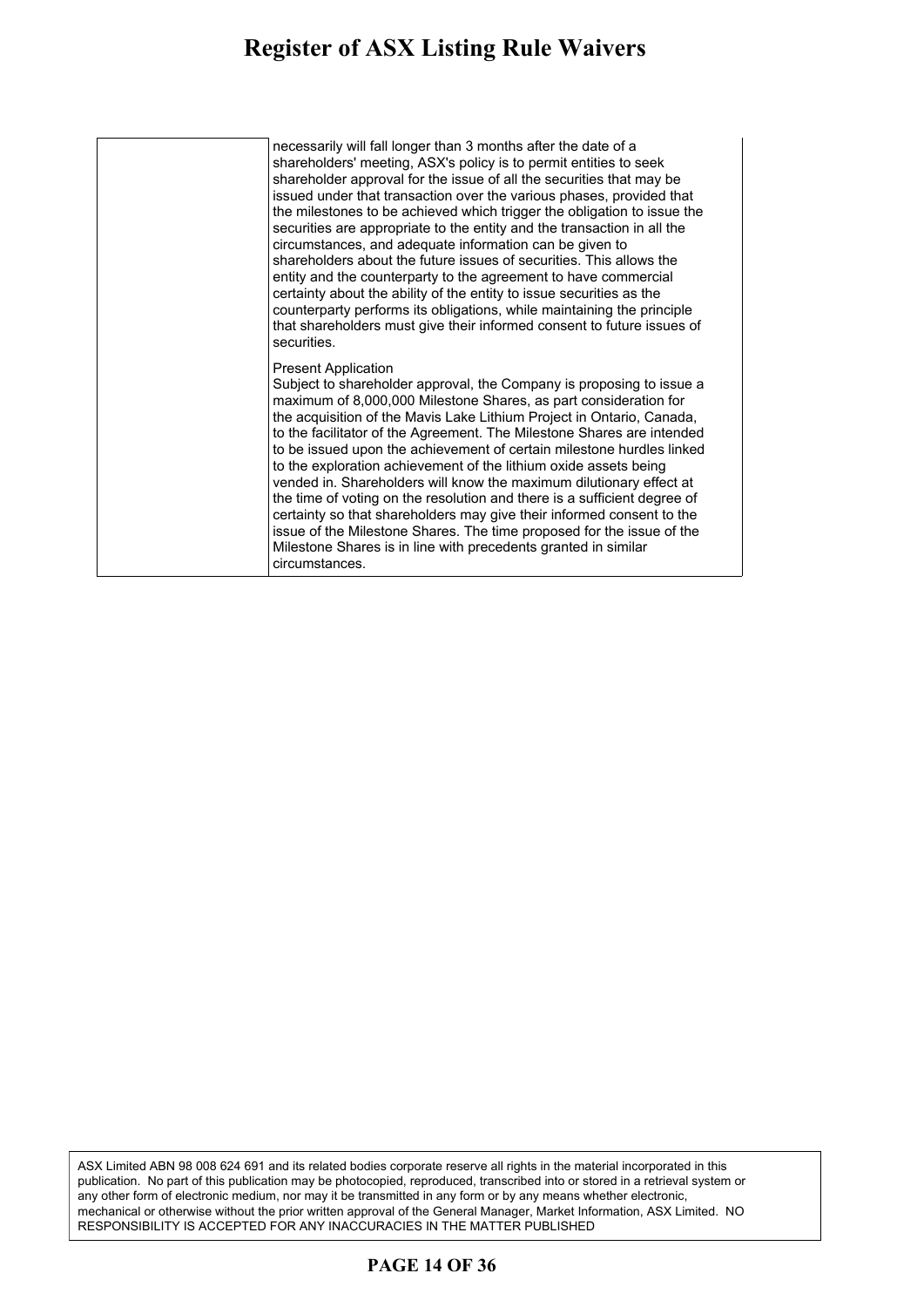| | |
|---|---|
| | necessarily will fall longer than 3 months after the date of a shareholders' meeting, ASX's policy is to permit entities to seek shareholder approval for the issue of all the securities that may be issued under that transaction over the various phases, provided that the milestones to be achieved which trigger the obligation to issue the securities are appropriate to the entity and the transaction in all the circumstances, and adequate information can be given to shareholders about the future issues of securities. This allows the entity and the counterparty to the agreement to have commercial certainty about the ability of the entity to issue securities as the counterparty performs its obligations, while maintaining the principle that shareholders must give their informed consent to future issues of securities.<br><br>Present Application<br>Subject to shareholder approval, the Company is proposing to issue a maximum of 8,000,000 Milestone Shares, as part consideration for the acquisition of the Mavis Lake Lithium Project in Ontario, Canada, to the facilitator of the Agreement. The Milestone Shares are intended to be issued upon the achievement of certain milestone hurdles linked to the exploration achievement of the lithium oxide assets being vended in. Shareholders will know the maximum dilutionary effect at the time of voting on the resolution and there is a sufficient degree of certainty so that shareholders may give their informed consent to the issue of the Milestone Shares. The time proposed for the issue of the Milestone Shares is in line with precedents granted in similar circumstances. |

ASX Limited ABN 98 008 624 691 and its related bodies corporate reserve all rights in the material incorporated in this publication. No part of this publication may be photocopied, reproduced, transcribed into or stored in a retrieval system or any other form of electronic medium, nor may it be transmitted in any form or by any means whether electronic, mechanical or otherwise without the prior written approval of the General Manager, Market Information, ASX Limited. NO RESPONSIBILITY IS ACCEPTED FOR ANY INACCURACIES IN THE MATTER PUBLISHED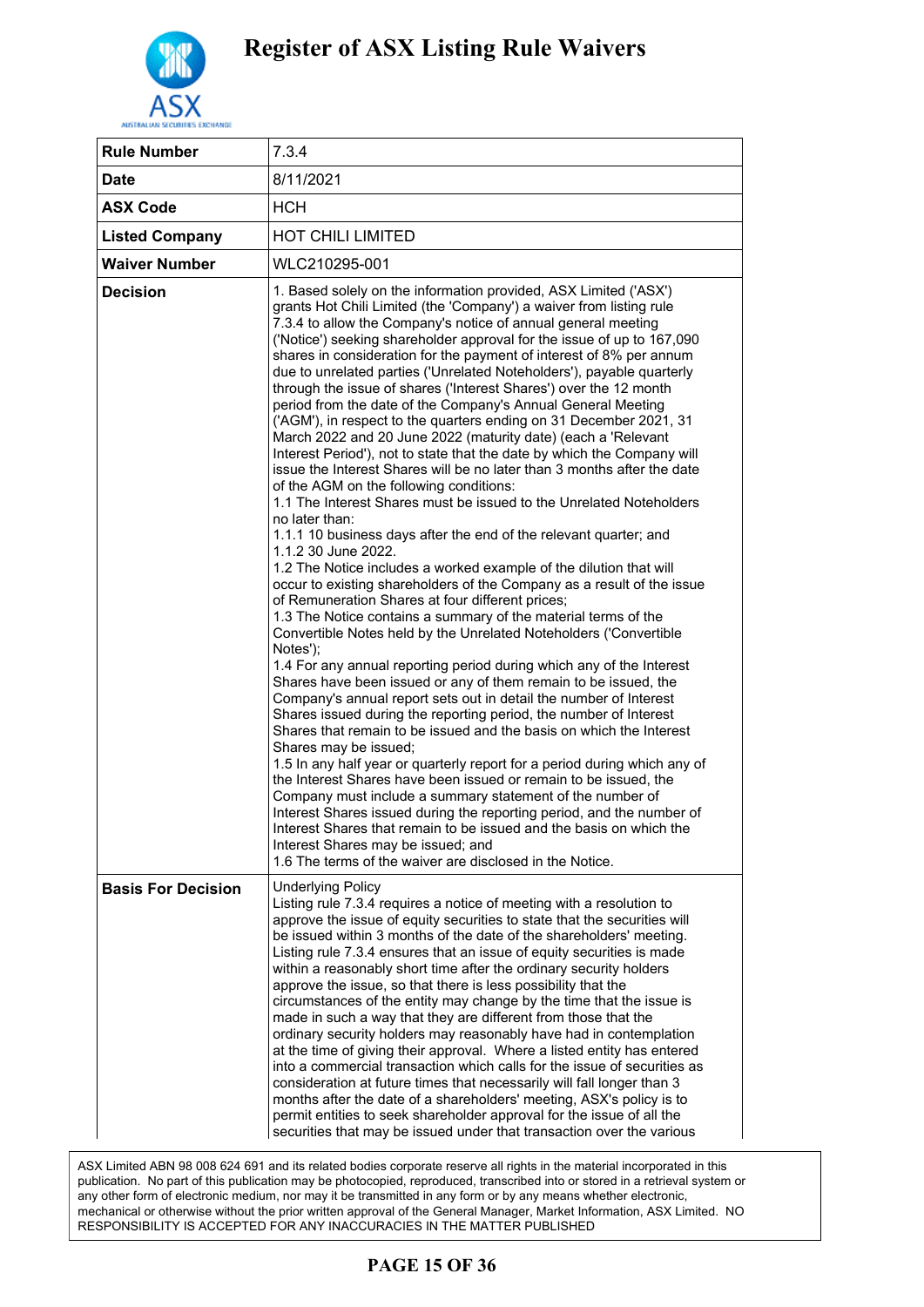# Register of ASX Listing Rule Waivers

| Rule Number | 7.3.4 |
|---|---|
| Date | 8/11/2021 |
| ASX Code | HCH |
| Listed Company | HOT CHILI LIMITED |
| Waiver Number | WLC210295-001 |
| Decision | 1. Based solely on the information provided, ASX Limited ('ASX') grants Hot Chili Limited (the 'Company') a waiver from listing rule 7.3.4 to allow the Company's notice of annual general meeting ('Notice') seeking shareholder approval for the issue of up to 167,090 shares in consideration for the payment of interest of 8% per annum due to unrelated parties ('Unrelated Noteholders'), payable quarterly through the issue of shares ('Interest Shares') over the 12 month period from the date of the Company's Annual General Meeting ('AGM'), in respect to the quarters ending on 31 December 2021, 31 March 2022 and 20 June 2022 (maturity date) (each a 'Relevant Interest Period'), not to state that the date by which the Company will issue the Interest Shares will be no later than 3 months after the date of the AGM on the following conditions:<br>1.1 The Interest Shares must be issued to the Unrelated Noteholders no later than:<br>1.1.1 10 business days after the end of the relevant quarter; and<br>1.1.2 30 June 2022.<br>1.2 The Notice includes a worked example of the dilution that will occur to existing shareholders of the Company as a result of the issue of Remuneration Shares at four different prices;<br>1.3 The Notice contains a summary of the material terms of the Convertible Notes held by the Unrelated Noteholders ('Convertible Notes');<br>1.4 For any annual reporting period during which any of the Interest Shares have been issued or any of them remain to be issued, the Company's annual report sets out in detail the number of Interest Shares issued during the reporting period, the number of Interest Shares that remain to be issued and the basis on which the Interest Shares may be issued;<br>1.5 In any half year or quarterly report for a period during which any of the Interest Shares have been issued or remain to be issued, the Company must include a summary statement of the number of Interest Shares issued during the reporting period, and the number of Interest Shares that remain to be issued and the basis on which the Interest Shares may be issued; and<br>1.6 The terms of the waiver are disclosed in the Notice. |
| Basis For Decision | Underlying Policy<br>Listing rule 7.3.4 requires a notice of meeting with a resolution to approve the issue of equity securities to state that the securities will be issued within 3 months of the date of the shareholders' meeting. Listing rule 7.3.4 ensures that an issue of equity securities is made within a reasonably short time after the ordinary security holders approve the issue, so that there is less possibility that the circumstances of the entity may change by the time that the issue is made in such a way that they are different from those that the ordinary security holders may reasonably have had in contemplation at the time of giving their approval. Where a listed entity has entered into a commercial transaction which calls for the issue of securities as consideration at future times that necessarily will fall longer than 3 months after the date of a shareholders' meeting, ASX's policy is to permit entities to seek shareholder approval for the issue of all the securities that may be issued under that transaction over the various |

ASX Limited ABN 98 008 624 691 and its related bodies corporate reserve all rights in the material incorporated in this publication. No part of this publication may be photocopied, reproduced, transcribed into or stored in a retrieval system or any other form of electronic medium, nor may it be transmitted in any form or by any means whether electronic, mechanical or otherwise without the prior written approval of the General Manager, Market Information, ASX Limited. NO RESPONSIBILITY IS ACCEPTED FOR ANY INACCURACIES IN THE MATTER PUBLISHED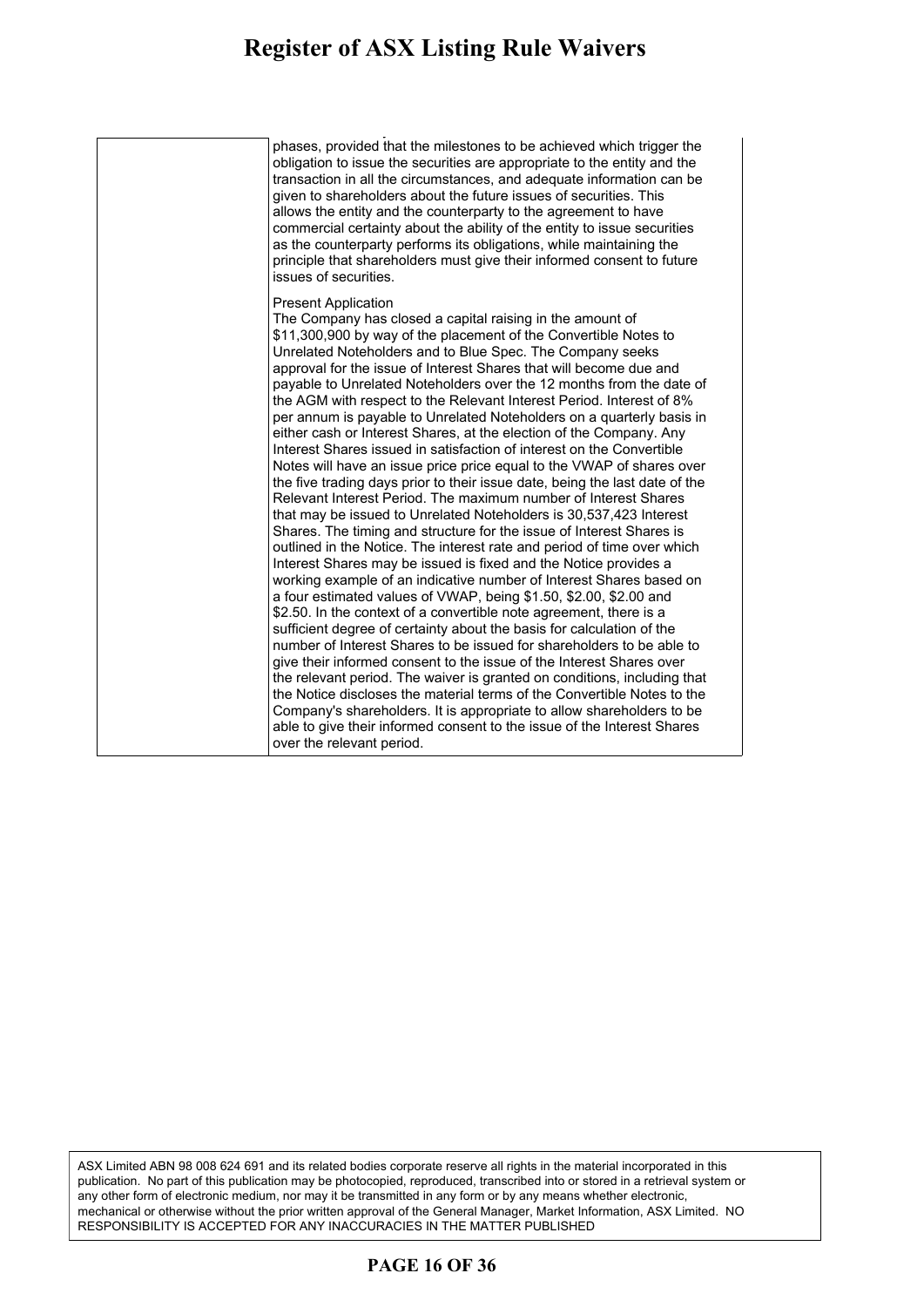| | |
|---|---|
| | phases, provided that the milestones to be achieved which trigger the obligation to issue the securities are appropriate to the entity and the transaction in all the circumstances, and adequate information can be given to shareholders about the future issues of securities. This allows the entity and the counterparty to the agreement to have commercial certainty about the ability of the entity to issue securities as the counterparty performs its obligations, while maintaining the principle that shareholders must give their informed consent to future issues of securities.<br><br>Present Application<br>The Company has closed a capital raising in the amount of \$11,300,900 by way of the placement of the Convertible Notes to Unrelated Noteholders and to Blue Spec. The Company seeks approval for the issue of Interest Shares that will become due and payable to Unrelated Noteholders over the 12 months from the date of the AGM with respect to the Relevant Interest Period. Interest of 8% per annum is payable to Unrelated Noteholders on a quarterly basis in either cash or Interest Shares, at the election of the Company. Any Interest Shares issued in satisfaction of interest on the Convertible Notes will have an issue price price equal to the VWAP of shares over the five trading days prior to their issue date, being the last date of the Relevant Interest Period. The maximum number of Interest Shares that may be issued to Unrelated Noteholders is 30,537,423 Interest Shares. The timing and structure for the issue of Interest Shares is outlined in the Notice. The interest rate and period of time over which Interest Shares may be issued is fixed and the Notice provides a working example of an indicative number of Interest Shares based on a four estimated values of VWAP, being \$1.50, \$2.00, \$2.00 and \$2.50. In the context of a convertible note agreement, there is a sufficient degree of certainty about the basis for calculation of the number of Interest Shares to be issued for shareholders to be able to give their informed consent to the issue of the Interest Shares over the relevant period. The waiver is granted on conditions, including that the Notice discloses the material terms of the Convertible Notes to the Company's shareholders. It is appropriate to allow shareholders to be able to give their informed consent to the issue of the Interest Shares over the relevant period. |

ASX Limited ABN 98 008 624 691 and its related bodies corporate reserve all rights in the material incorporated in this publication. No part of this publication may be photocopied, reproduced, transcribed into or stored in a retrieval system or any other form of electronic medium, nor may it be transmitted in any form or by any means whether electronic, mechanical or otherwise without the prior written approval of the General Manager, Market Information, ASX Limited. NO RESPONSIBILITY IS ACCEPTED FOR ANY INACCURACIES IN THE MATTER PUBLISHED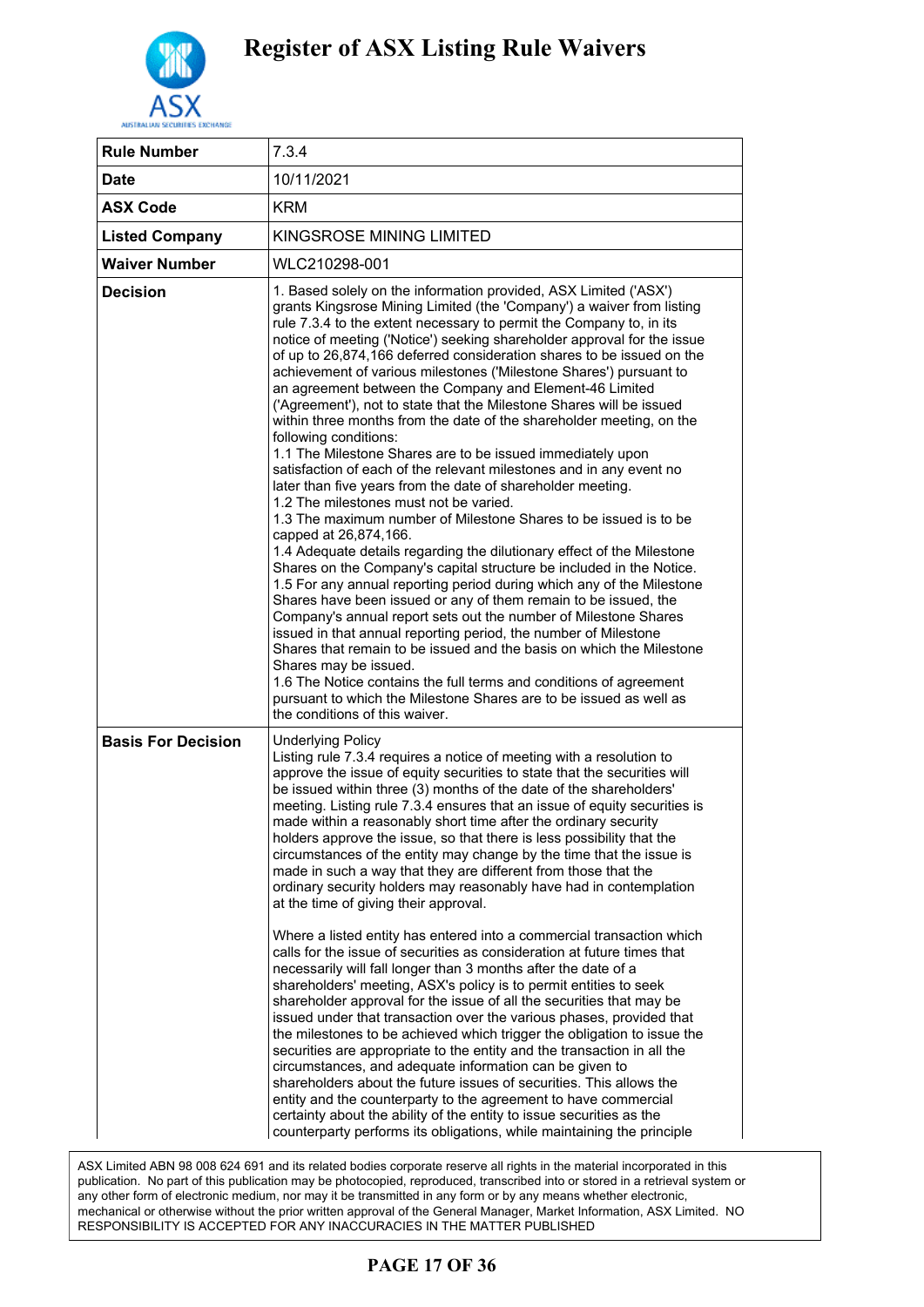# Register of ASX Listing Rule Waivers

| | |
|---|---|
| **Rule Number** | 7.3.4 |
| **Date** | 10/11/2021 |
| **ASX Code** | KRM |
| **Listed Company** | KINGSROSE MINING LIMITED |
| **Waiver Number** | WLC210298-001 |
| **Decision** | 1. Based solely on the information provided, ASX Limited ('ASX') grants Kingsrose Mining Limited (the 'Company') a waiver from listing rule 7.3.4 to the extent necessary to permit the Company to, in its notice of meeting ('Notice') seeking shareholder approval for the issue of up to 26,874,166 deferred consideration shares to be issued on the achievement of various milestones ('Milestone Shares') pursuant to an agreement between the Company and Element-46 Limited ('Agreement'), not to state that the Milestone Shares will be issued within three months from the date of the shareholder meeting, on the following conditions:<br>1.1 The Milestone Shares are to be issued immediately upon satisfaction of each of the relevant milestones and in any event no later than five years from the date of shareholder meeting.<br>1.2 The milestones must not be varied.<br>1.3 The maximum number of Milestone Shares to be issued is to be capped at 26,874,166.<br>1.4 Adequate details regarding the dilutionary effect of the Milestone Shares on the Company's capital structure be included in the Notice.<br>1.5 For any annual reporting period during which any of the Milestone Shares have been issued or any of them remain to be issued, the Company's annual report sets out the number of Milestone Shares issued in that annual reporting period, the number of Milestone Shares that remain to be issued and the basis on which the Milestone Shares may be issued.<br>1.6 The Notice contains the full terms and conditions of agreement pursuant to which the Milestone Shares are to be issued as well as the conditions of this waiver. |
| **Basis For Decision** | Underlying Policy<br>Listing rule 7.3.4 requires a notice of meeting with a resolution to approve the issue of equity securities to state that the securities will be issued within three (3) months of the date of the shareholders' meeting. Listing rule 7.3.4 ensures that an issue of equity securities is made within a reasonably short time after the ordinary security holders approve the issue, so that there is less possibility that the circumstances of the entity may change by the time that the issue is made in such a way that they are different from those that the ordinary security holders may reasonably have had in contemplation at the time of giving their approval.<br><br>Where a listed entity has entered into a commercial transaction which calls for the issue of securities as consideration at future times that necessarily will fall longer than 3 months after the date of a shareholders' meeting, ASX's policy is to permit entities to seek shareholder approval for the issue of all the securities that may be issued under that transaction over the various phases, provided that the milestones to be achieved which trigger the obligation to issue the securities are appropriate to the entity and the transaction in all the circumstances, and adequate information can be given to shareholders about the future issues of securities. This allows the entity and the counterparty to the agreement to have commercial certainty about the ability of the entity to issue securities as the counterparty performs its obligations, while maintaining the principle |

ASX Limited ABN 98 008 624 691 and its related bodies corporate reserve all rights in the material incorporated in this publication. No part of this publication may be photocopied, reproduced, transcribed into or stored in a retrieval system or any other form of electronic medium, nor may it be transmitted in any form or by any means whether electronic, mechanical or otherwise without the prior written approval of the General Manager, Market Information, ASX Limited. NO RESPONSIBILITY IS ACCEPTED FOR ANY INACCURACIES IN THE MATTER PUBLISHED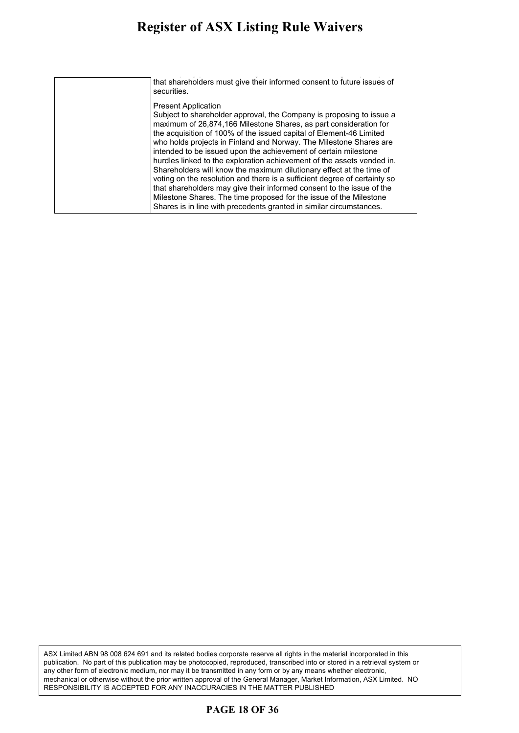| | |
|---|---|
| | that shareholders must give their informed consent to future issues of securities.<br><br>Present Application<br>Subject to shareholder approval, the Company is proposing to issue a maximum of 26,874,166 Milestone Shares, as part consideration for the acquisition of 100% of the issued capital of Element-46 Limited who holds projects in Finland and Norway. The Milestone Shares are intended to be issued upon the achievement of certain milestone hurdles linked to the exploration achievement of the assets vended in. Shareholders will know the maximum dilutionary effect at the time of voting on the resolution and there is a sufficient degree of certainty so that shareholders may give their informed consent to the issue of the Milestone Shares. The time proposed for the issue of the Milestone Shares is in line with precedents granted in similar circumstances. |

ASX Limited ABN 98 008 624 691 and its related bodies corporate reserve all rights in the material incorporated in this publication. No part of this publication may be photocopied, reproduced, transcribed into or stored in a retrieval system or any other form of electronic medium, nor may it be transmitted in any form or by any means whether electronic, mechanical or otherwise without the prior written approval of the General Manager, Market Information, ASX Limited. NO RESPONSIBILITY IS ACCEPTED FOR ANY INACCURACIES IN THE MATTER PUBLISHED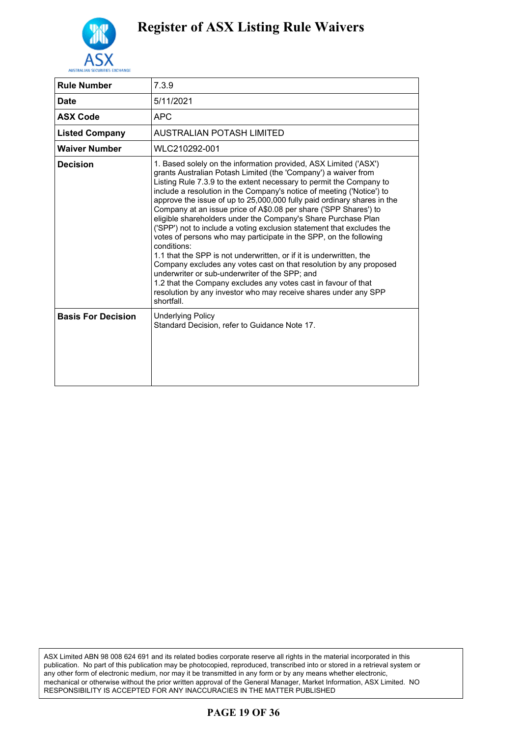# Register of ASX Listing Rule Waivers

| | |
|---|---|
| **Rule Number** | 7.3.9 |
| **Date** | 5/11/2021 |
| **ASX Code** | APC |
| **Listed Company** | AUSTRALIAN POTASH LIMITED |
| **Waiver Number** | WLC210292-001 |
| **Decision** | 1. Based solely on the information provided, ASX Limited ('ASX') grants Australian Potash Limited (the 'Company') a waiver from Listing Rule 7.3.9 to the extent necessary to permit the Company to include a resolution in the Company's notice of meeting ('Notice') to approve the issue of up to 25,000,000 fully paid ordinary shares in the Company at an issue price of A$0.08 per share ('SPP Shares') to eligible shareholders under the Company's Share Purchase Plan ('SPP') not to include a voting exclusion statement that excludes the votes of persons who may participate in the SPP, on the following conditions:<br>1.1 that the SPP is not underwritten, or if it is underwritten, the Company excludes any votes cast on that resolution by any proposed underwriter or sub-underwriter of the SPP; and<br>1.2 that the Company excludes any votes cast in favour of that resolution by any investor who may receive shares under any SPP shortfall. |
| **Basis For Decision** | Underlying Policy<br>Standard Decision, refer to Guidance Note 17. |

ASX Limited ABN 98 008 624 691 and its related bodies corporate reserve all rights in the material incorporated in this publication. No part of this publication may be photocopied, reproduced, transcribed into or stored in a retrieval system or any other form of electronic medium, nor may it be transmitted in any form or by any means whether electronic, mechanical or otherwise without the prior written approval of the General Manager, Market Information, ASX Limited. NO RESPONSIBILITY IS ACCEPTED FOR ANY INACCURACIES IN THE MATTER PUBLISHED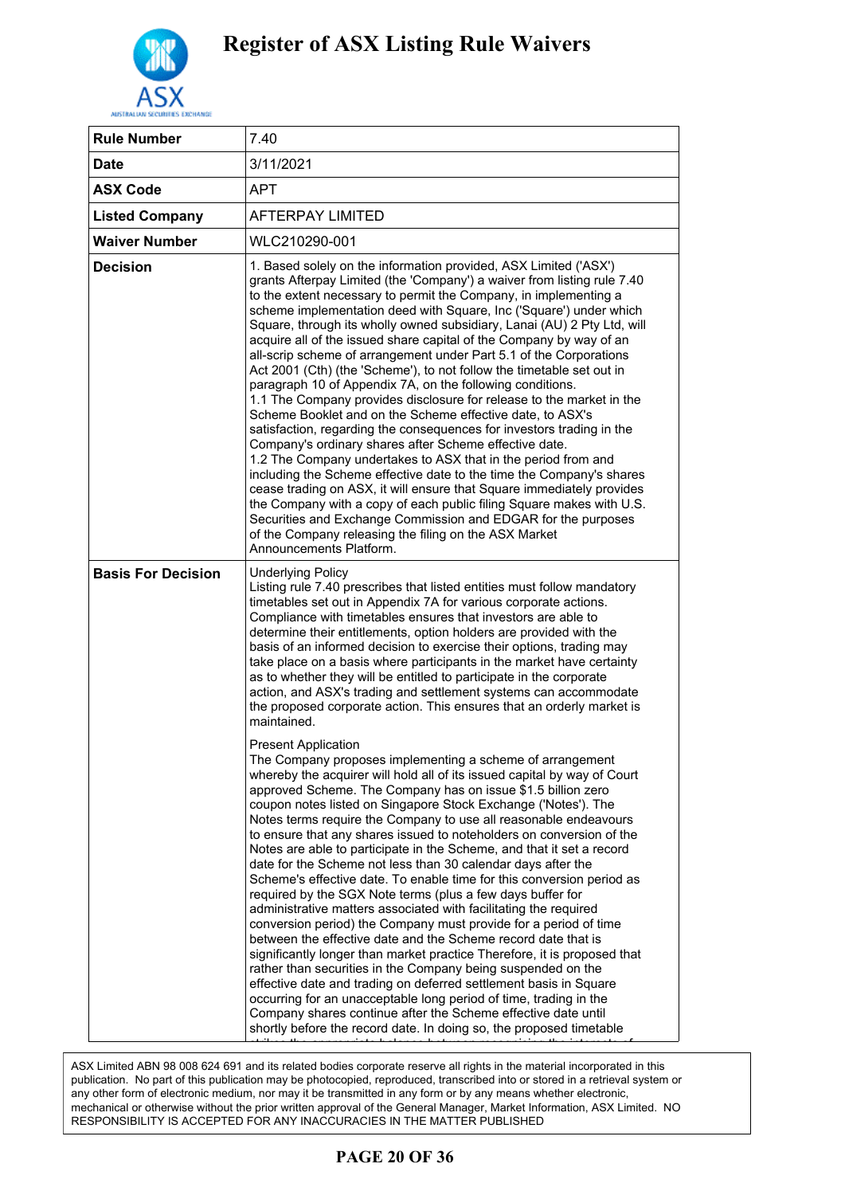# Register of ASX Listing Rule Waivers

| | |
|---|---|
| **Rule Number** | 7.40 |
| **Date** | 3/11/2021 |
| **ASX Code** | APT |
| **Listed Company** | AFTERPAY LIMITED |
| **Waiver Number** | WLC210290-001 |
| **Decision** | 1. Based solely on the information provided, ASX Limited ('ASX') grants Afterpay Limited (the 'Company') a waiver from listing rule 7.40 to the extent necessary to permit the Company, in implementing a scheme implementation deed with Square, Inc ('Square') under which Square, through its wholly owned subsidiary, Lanai (AU) 2 Pty Ltd, will acquire all of the issued share capital of the Company by way of an all-scrip scheme of arrangement under Part 5.1 of the Corporations Act 2001 (Cth) (the 'Scheme'), to not follow the timetable set out in paragraph 10 of Appendix 7A, on the following conditions.<br>1.1 The Company provides disclosure for release to the market in the Scheme Booklet and on the Scheme effective date, to ASX's satisfaction, regarding the consequences for investors trading in the Company's ordinary shares after Scheme effective date.<br>1.2 The Company undertakes to ASX that in the period from and including the Scheme effective date to the time the Company's shares cease trading on ASX, it will ensure that Square immediately provides the Company with a copy of each public filing Square makes with U.S. Securities and Exchange Commission and EDGAR for the purposes of the Company releasing the filing on the ASX Market Announcements Platform. |
| **Basis For Decision** | Underlying Policy<br>Listing rule 7.40 prescribes that listed entities must follow mandatory timetables set out in Appendix 7A for various corporate actions. Compliance with timetables ensures that investors are able to determine their entitlements, option holders are provided with the basis of an informed decision to exercise their options, trading may take place on a basis where participants in the market have certainty as to whether they will be entitled to participate in the corporate action, and ASX's trading and settlement systems can accommodate the proposed corporate action. This ensures that an orderly market is maintained.<br><br>Present Application<br>The Company proposes implementing a scheme of arrangement whereby the acquirer will hold all of its issued capital by way of Court approved Scheme. The Company has on issue $1.5 billion zero coupon notes listed on Singapore Stock Exchange ('Notes'). The Notes terms require the Company to use all reasonable endeavours to ensure that any shares issued to noteholders on conversion of the Notes are able to participate in the Scheme, and that it set a record date for the Scheme not less than 30 calendar days after the Scheme's effective date. To enable time for this conversion period as required by the SGX Note terms (plus a few days buffer for administrative matters associated with facilitating the required conversion period) the Company must provide for a period of time between the effective date and the Scheme record date that is significantly longer than market practice Therefore, it is proposed that rather than securities in the Company being suspended on the effective date and trading on deferred settlement basis in Square occurring for an unacceptable long period of time, trading in the Company shares continue after the Scheme effective date until shortly before the record date. In doing so, the proposed timetable |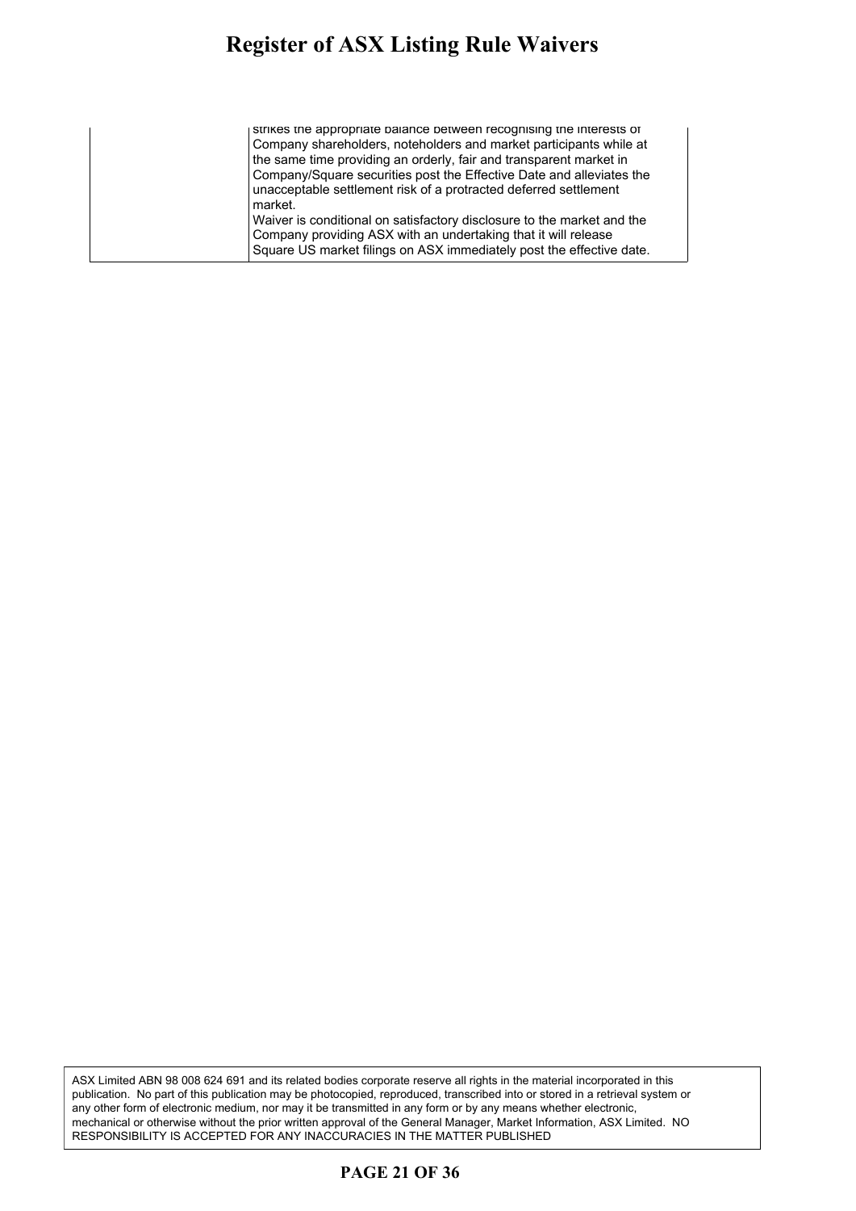|  |  |
|---|---|
|  | strikes the appropriate balance between recognising the interests of Company shareholders, noteholders and market participants while at the same time providing an orderly, fair and transparent market in Company/Square securities post the Effective Date and alleviates the unacceptable settlement risk of a protracted deferred settlement market.<br>Waiver is conditional on satisfactory disclosure to the market and the Company providing ASX with an undertaking that it will release Square US market filings on ASX immediately post the effective date. |

ASX Limited ABN 98 008 624 691 and its related bodies corporate reserve all rights in the material incorporated in this publication. No part of this publication may be photocopied, reproduced, transcribed into or stored in a retrieval system or any other form of electronic medium, nor may it be transmitted in any form or by any means whether electronic, mechanical or otherwise without the prior written approval of the General Manager, Market Information, ASX Limited. NO RESPONSIBILITY IS ACCEPTED FOR ANY INACCURACIES IN THE MATTER PUBLISHED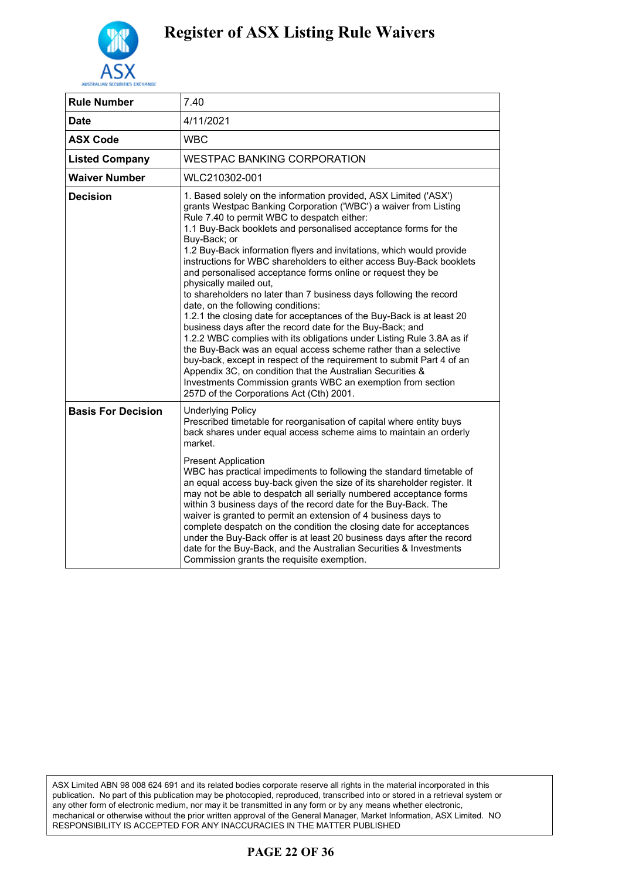# Register of ASX Listing Rule Waivers

| | |
|---|---|
| **Rule Number** | 7.40 |
| **Date** | 4/11/2021 |
| **ASX Code** | WBC |
| **Listed Company** | WESTPAC BANKING CORPORATION |
| **Waiver Number** | WLC210302-001 |
| **Decision** | 1. Based solely on the information provided, ASX Limited ('ASX') grants Westpac Banking Corporation ('WBC') a waiver from Listing Rule 7.40 to permit WBC to despatch either:<br>1.1 Buy-Back booklets and personalised acceptance forms for the Buy-Back; or<br>1.2 Buy-Back information flyers and invitations, which would provide instructions for WBC shareholders to either access Buy-Back booklets and personalised acceptance forms online or request they be physically mailed out,<br>to shareholders no later than 7 business days following the record date, on the following conditions:<br>1.2.1 the closing date for acceptances of the Buy-Back is at least 20 business days after the record date for the Buy-Back; and<br>1.2.2 WBC complies with its obligations under Listing Rule 3.8A as if the Buy-Back was an equal access scheme rather than a selective buy-back, except in respect of the requirement to submit Part 4 of an Appendix 3C, on condition that the Australian Securities & Investments Commission grants WBC an exemption from section 257D of the Corporations Act (Cth) 2001. |
| **Basis For Decision** | Underlying Policy<br>Prescribed timetable for reorganisation of capital where entity buys back shares under equal access scheme aims to maintain an orderly market.<br><br>Present Application<br>WBC has practical impediments to following the standard timetable of an equal access buy-back given the size of its shareholder register. It may not be able to despatch all serially numbered acceptance forms within 3 business days of the record date for the Buy-Back. The waiver is granted to permit an extension of 4 business days to complete despatch on the condition the closing date for acceptances under the Buy-Back offer is at least 20 business days after the record date for the Buy-Back, and the Australian Securities & Investments Commission grants the requisite exemption. |

ASX Limited ABN 98 008 624 691 and its related bodies corporate reserve all rights in the material incorporated in this publication. No part of this publication may be photocopied, reproduced, transcribed into or stored in a retrieval system or any other form of electronic medium, nor may it be transmitted in any form or by any means whether electronic, mechanical or otherwise without the prior written approval of the General Manager, Market Information, ASX Limited. NO RESPONSIBILITY IS ACCEPTED FOR ANY INACCURACIES IN THE MATTER PUBLISHED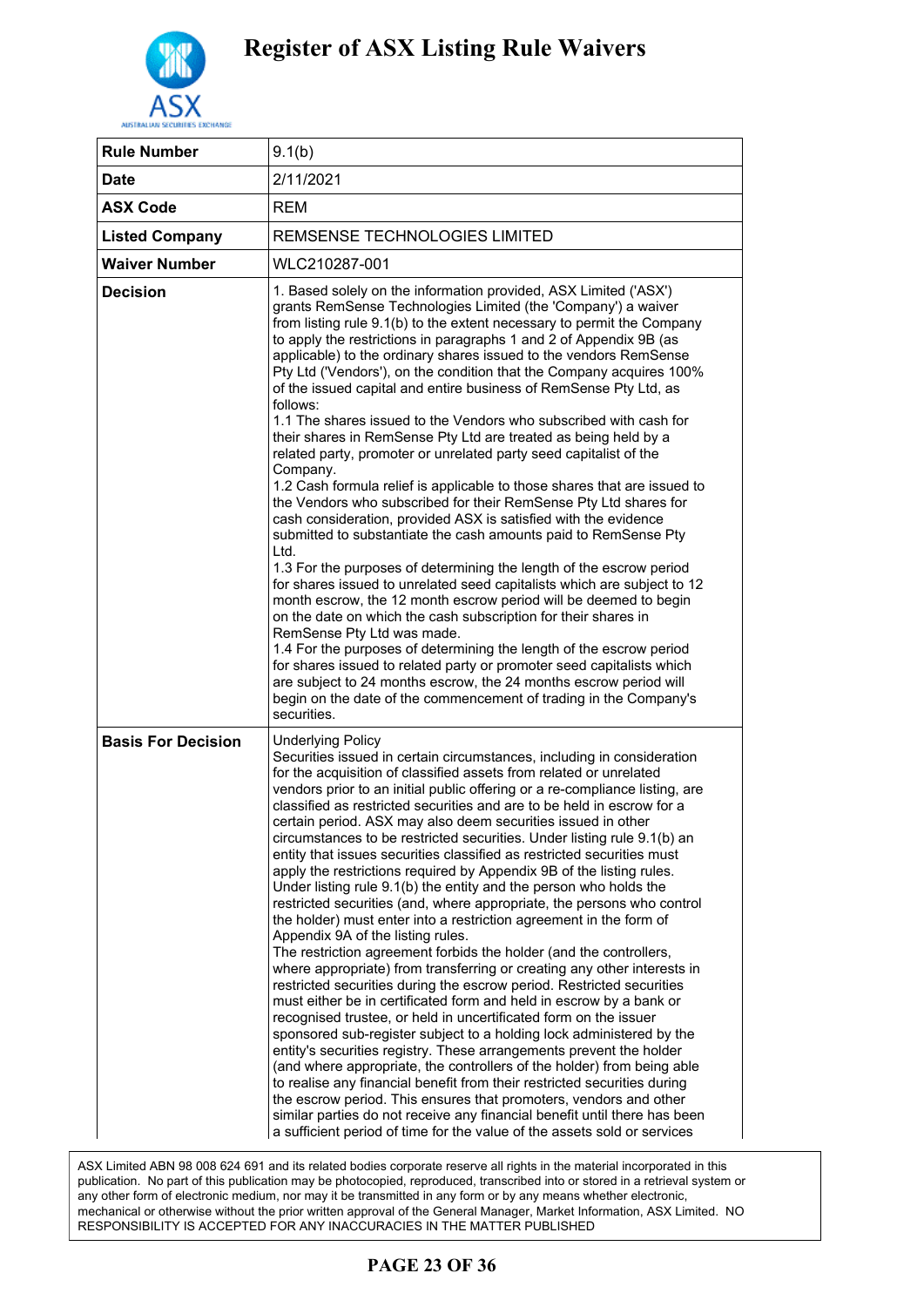# Register of ASX Listing Rule Waivers

| Rule Number | 9.1(b) |
|---|---|
| Date | 2/11/2021 |
| ASX Code | REM |
| Listed Company | REMSENSE TECHNOLOGIES LIMITED |
| Waiver Number | WLC210287-001 |
| Decision | 1. Based solely on the information provided, ASX Limited ('ASX') grants RemSense Technologies Limited (the 'Company') a waiver from listing rule 9.1(b) to the extent necessary to permit the Company to apply the restrictions in paragraphs 1 and 2 of Appendix 9B (as applicable) to the ordinary shares issued to the vendors RemSense Pty Ltd ('Vendors'), on the condition that the Company acquires 100% of the issued capital and entire business of RemSense Pty Ltd, as follows:<br>1.1 The shares issued to the Vendors who subscribed with cash for their shares in RemSense Pty Ltd are treated as being held by a related party, promoter or unrelated party seed capitalist of the Company.<br>1.2 Cash formula relief is applicable to those shares that are issued to the Vendors who subscribed for their RemSense Pty Ltd shares for cash consideration, provided ASX is satisfied with the evidence submitted to substantiate the cash amounts paid to RemSense Pty Ltd.<br>1.3 For the purposes of determining the length of the escrow period for shares issued to unrelated seed capitalists which are subject to 12 month escrow, the 12 month escrow period will be deemed to begin on the date on which the cash subscription for their shares in RemSense Pty Ltd was made.<br>1.4 For the purposes of determining the length of the escrow period for shares issued to related party or promoter seed capitalists which are subject to 24 months escrow, the 24 months escrow period will begin on the date of the commencement of trading in the Company's securities. |
| Basis For Decision | Underlying Policy<br>Securities issued in certain circumstances, including in consideration for the acquisition of classified assets from related or unrelated vendors prior to an initial public offering or a re-compliance listing, are classified as restricted securities and are to be held in escrow for a certain period. ASX may also deem securities issued in other circumstances to be restricted securities. Under listing rule 9.1(b) an entity that issues securities classified as restricted securities must apply the restrictions required by Appendix 9B of the listing rules. Under listing rule 9.1(b) the entity and the person who holds the restricted securities (and, where appropriate, the persons who control the holder) must enter into a restriction agreement in the form of Appendix 9A of the listing rules.<br>The restriction agreement forbids the holder (and the controllers, where appropriate) from transferring or creating any other interests in restricted securities during the escrow period. Restricted securities must either be in certificated form and held in escrow by a bank or recognised trustee, or held in uncertificated form on the issuer sponsored sub-register subject to a holding lock administered by the entity's securities registry. These arrangements prevent the holder (and where appropriate, the controllers of the holder) from being able to realise any financial benefit from their restricted securities during the escrow period. This ensures that promoters, vendors and other similar parties do not receive any financial benefit until there has been a sufficient period of time for the value of the assets sold or services |

ASX Limited ABN 98 008 624 691 and its related bodies corporate reserve all rights in the material incorporated in this publication. No part of this publication may be photocopied, reproduced, transcribed into or stored in a retrieval system or any other form of electronic medium, nor may it be transmitted in any form or by any means whether electronic, mechanical or otherwise without the prior written approval of the General Manager, Market Information, ASX Limited. NO RESPONSIBILITY IS ACCEPTED FOR ANY INACCURACIES IN THE MATTER PUBLISHED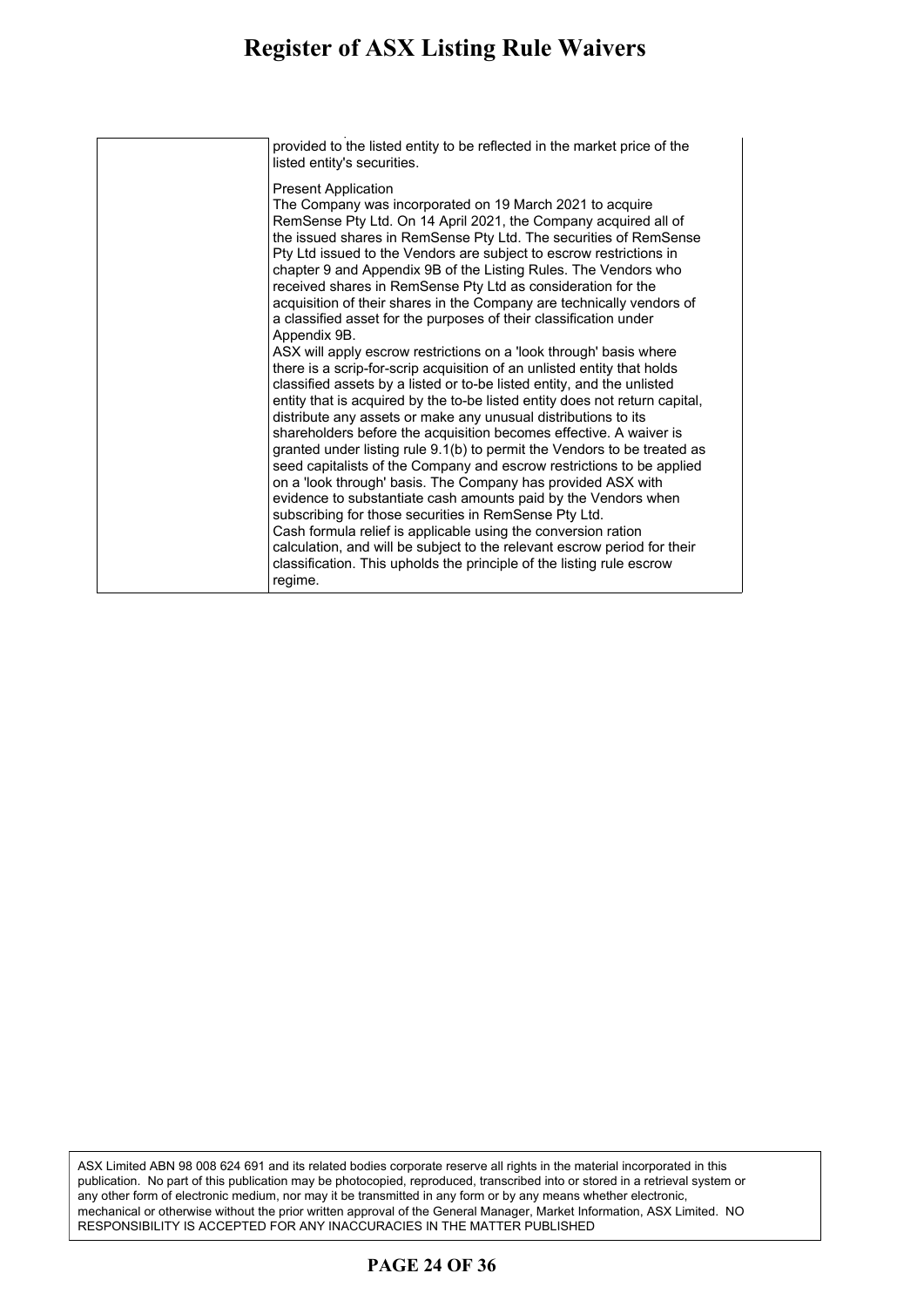| | provided to the listed entity to be reflected in the market price of the listed entity's securities.<br><br>Present Application<br>The Company was incorporated on 19 March 2021 to acquire RemSense Pty Ltd. On 14 April 2021, the Company acquired all of the issued shares in RemSense Pty Ltd. The securities of RemSense Pty Ltd issued to the Vendors are subject to escrow restrictions in chapter 9 and Appendix 9B of the Listing Rules. The Vendors who received shares in RemSense Pty Ltd as consideration for the acquisition of their shares in the Company are technically vendors of a classified asset for the purposes of their classification under Appendix 9B.<br>ASX will apply escrow restrictions on a 'look through' basis where there is a scrip-for-scrip acquisition of an unlisted entity that holds classified assets by a listed or to-be listed entity, and the unlisted entity that is acquired by the to-be listed entity does not return capital, distribute any assets or make any unusual distributions to its shareholders before the acquisition becomes effective. A waiver is granted under listing rule 9.1(b) to permit the Vendors to be treated as seed capitalists of the Company and escrow restrictions to be applied on a 'look through' basis. The Company has provided ASX with evidence to substantiate cash amounts paid by the Vendors when subscribing for those securities in RemSense Pty Ltd.<br>Cash formula relief is applicable using the conversion ration calculation, and will be subject to the relevant escrow period for their classification. This upholds the principle of the listing rule escrow regime. |
|---|---|

ASX Limited ABN 98 008 624 691 and its related bodies corporate reserve all rights in the material incorporated in this publication. No part of this publication may be photocopied, reproduced, transcribed into or stored in a retrieval system or any other form of electronic medium, nor may it be transmitted in any form or by any means whether electronic, mechanical or otherwise without the prior written approval of the General Manager, Market Information, ASX Limited. NO RESPONSIBILITY IS ACCEPTED FOR ANY INACCURACIES IN THE MATTER PUBLISHED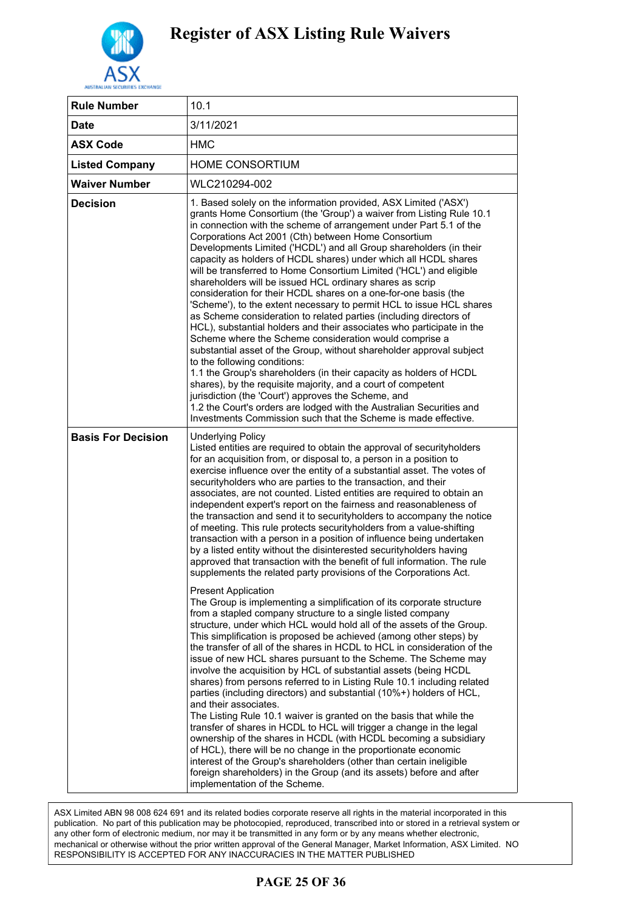# Register of ASX Listing Rule Waivers

| Rule Number | 10.1 |
|---|---|
| Date | 3/11/2021 |
| ASX Code | HMC |
| Listed Company | HOME CONSORTIUM |
| Waiver Number | WLC210294-002 |
| Decision | 1. Based solely on the information provided, ASX Limited ('ASX') grants Home Consortium (the 'Group') a waiver from Listing Rule 10.1 in connection with the scheme of arrangement under Part 5.1 of the Corporations Act 2001 (Cth) between Home Consortium Developments Limited ('HCDL') and all Group shareholders (in their capacity as holders of HCDL shares) under which all HCDL shares will be transferred to Home Consortium Limited ('HCL') and eligible shareholders will be issued HCL ordinary shares as scrip consideration for their HCDL shares on a one-for-one basis (the 'Scheme'), to the extent necessary to permit HCL to issue HCL shares as Scheme consideration to related parties (including directors of HCL), substantial holders and their associates who participate in the Scheme where the Scheme consideration would comprise a substantial asset of the Group, without shareholder approval subject to the following conditions:<br>1.1 the Group's shareholders (in their capacity as holders of HCDL shares), by the requisite majority, and a court of competent jurisdiction (the 'Court') approves the Scheme, and<br>1.2 the Court's orders are lodged with the Australian Securities and Investments Commission such that the Scheme is made effective. |
| Basis For Decision | Underlying Policy<br>Listed entities are required to obtain the approval of securityholders for an acquisition from, or disposal to, a person in a position to exercise influence over the entity of a substantial asset. The votes of securityholders who are parties to the transaction, and their associates, are not counted. Listed entities are required to obtain an independent expert's report on the fairness and reasonableness of the transaction and send it to securityholders to accompany the notice of meeting. This rule protects securityholders from a value-shifting transaction with a person in a position of influence being undertaken by a listed entity without the disinterested securityholders having approved that transaction with the benefit of full information. The rule supplements the related party provisions of the Corporations Act.<br><br>Present Application<br>The Group is implementing a simplification of its corporate structure from a stapled company structure to a single listed company structure, under which HCL would hold all of the assets of the Group. This simplification is proposed be achieved (among other steps) by the transfer of all of the shares in HCDL to HCL in consideration of the issue of new HCL shares pursuant to the Scheme. The Scheme may involve the acquisition by HCL of substantial assets (being HCDL shares) from persons referred to in Listing Rule 10.1 including related parties (including directors) and substantial (10%+) holders of HCL, and their associates.<br>The Listing Rule 10.1 waiver is granted on the basis that while the transfer of shares in HCDL to HCL will trigger a change in the legal ownership of the shares in HCDL (with HCDL becoming a subsidiary of HCL), there will be no change in the proportionate economic interest of the Group's shareholders (other than certain ineligible foreign shareholders) in the Group (and its assets) before and after implementation of the Scheme. |

ASX Limited ABN 98 008 624 691 and its related bodies corporate reserve all rights in the material incorporated in this publication. No part of this publication may be photocopied, reproduced, transcribed into or stored in a retrieval system or any other form of electronic medium, nor may it be transmitted in any form or by any means whether electronic, mechanical or otherwise without the prior written approval of the General Manager, Market Information, ASX Limited. NO RESPONSIBILITY IS ACCEPTED FOR ANY INACCURACIES IN THE MATTER PUBLISHED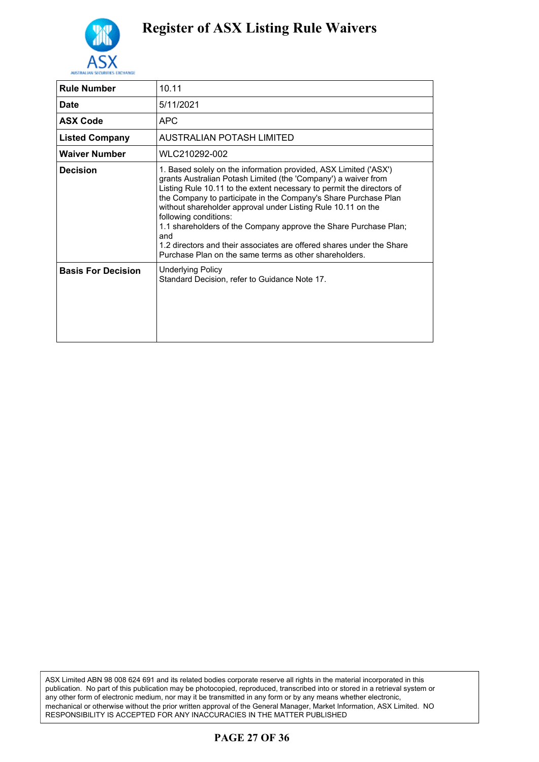# Register of ASX Listing Rule Waivers

| | |
|---|---|
| **Rule Number** | 10.11 |
| **Date** | 5/11/2021 |
| **ASX Code** | APC |
| **Listed Company** | AUSTRALIAN POTASH LIMITED |
| **Waiver Number** | WLC210292-002 |
| **Decision** | 1. Based solely on the information provided, ASX Limited ('ASX') grants Australian Potash Limited (the 'Company') a waiver from Listing Rule 10.11 to the extent necessary to permit the directors of the Company to participate in the Company's Share Purchase Plan without shareholder approval under Listing Rule 10.11 on the following conditions:<br>1.1 shareholders of the Company approve the Share Purchase Plan; and<br>1.2 directors and their associates are offered shares under the Share Purchase Plan on the same terms as other shareholders. |
| **Basis For Decision** | Underlying Policy<br>Standard Decision, refer to Guidance Note 17. |

ASX Limited ABN 98 008 624 691 and its related bodies corporate reserve all rights in the material incorporated in this publication. No part of this publication may be photocopied, reproduced, transcribed into or stored in a retrieval system or any other form of electronic medium, nor may it be transmitted in any form or by any means whether electronic, mechanical or otherwise without the prior written approval of the General Manager, Market Information, ASX Limited. NO RESPONSIBILITY IS ACCEPTED FOR ANY INACCURACIES IN THE MATTER PUBLISHED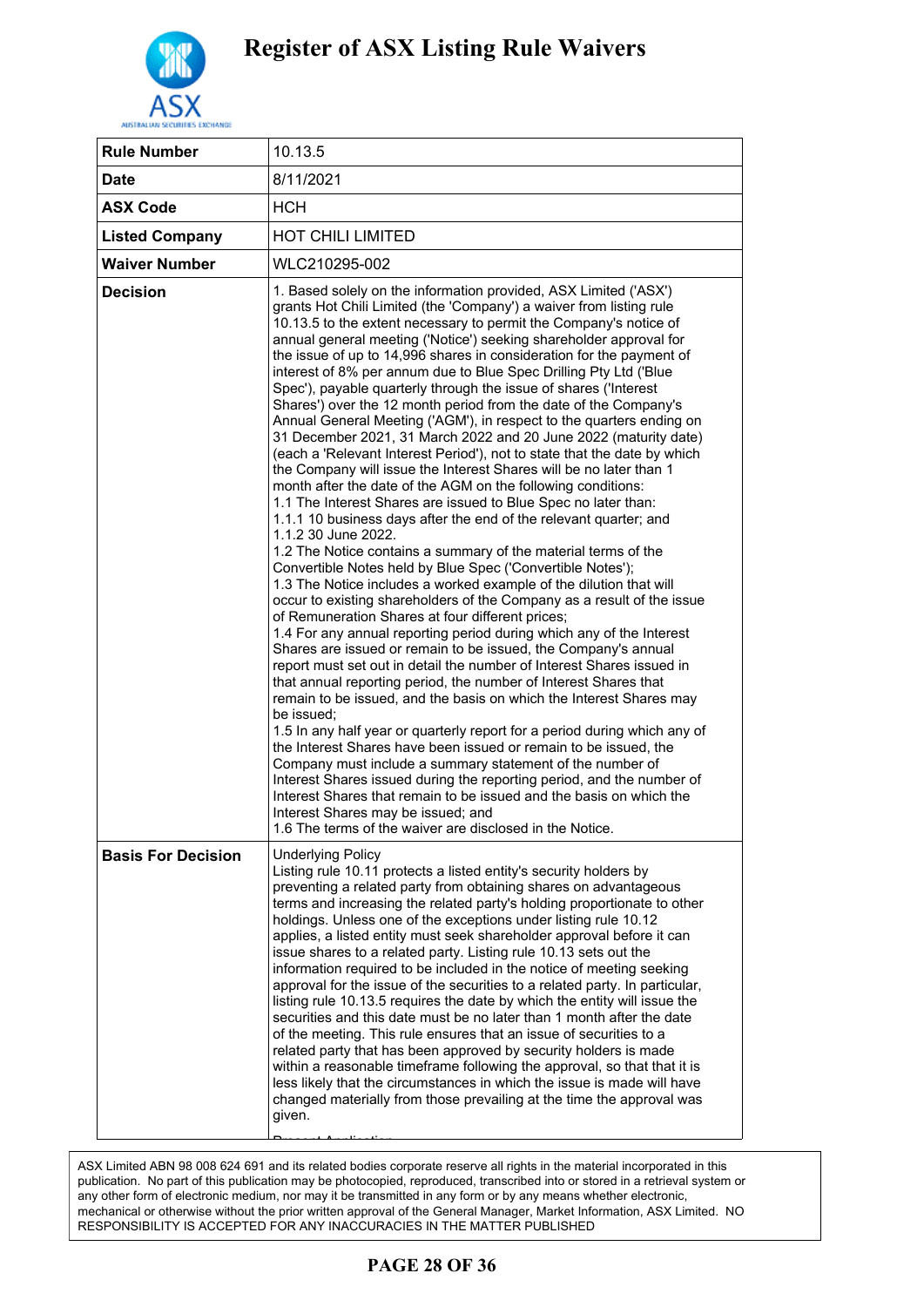# Register of ASX Listing Rule Waivers

| | |
|---|---|
| **Rule Number** | 10.13.5 |
| **Date** | 8/11/2021 |
| **ASX Code** | HCH |
| **Listed Company** | HOT CHILI LIMITED |
| **Waiver Number** | WLC210295-002 |
| **Decision** | 1. Based solely on the information provided, ASX Limited ('ASX') grants Hot Chili Limited (the 'Company') a waiver from listing rule 10.13.5 to the extent necessary to permit the Company's notice of annual general meeting ('Notice') seeking shareholder approval for the issue of up to 14,996 shares in consideration for the payment of interest of 8% per annum due to Blue Spec Drilling Pty Ltd ('Blue Spec'), payable quarterly through the issue of shares ('Interest Shares') over the 12 month period from the date of the Company's Annual General Meeting ('AGM'), in respect to the quarters ending on 31 December 2021, 31 March 2022 and 20 June 2022 (maturity date) (each a 'Relevant Interest Period'), not to state that the date by which the Company will issue the Interest Shares will be no later than 1 month after the date of the AGM on the following conditions:<br>1.1 The Interest Shares are issued to Blue Spec no later than:<br>1.1.1 10 business days after the end of the relevant quarter; and<br>1.1.2 30 June 2022.<br>1.2 The Notice contains a summary of the material terms of the Convertible Notes held by Blue Spec ('Convertible Notes');<br>1.3 The Notice includes a worked example of the dilution that will occur to existing shareholders of the Company as a result of the issue of Remuneration Shares at four different prices;<br>1.4 For any annual reporting period during which any of the Interest Shares are issued or remain to be issued, the Company's annual report must set out in detail the number of Interest Shares issued in that annual reporting period, the number of Interest Shares that remain to be issued, and the basis on which the Interest Shares may be issued;<br>1.5 In any half year or quarterly report for a period during which any of the Interest Shares have been issued or remain to be issued, the Company must include a summary statement of the number of Interest Shares issued during the reporting period, and the number of Interest Shares that remain to be issued and the basis on which the Interest Shares may be issued; and<br>1.6 The terms of the waiver are disclosed in the Notice. |
| **Basis For Decision** | Underlying Policy<br>Listing rule 10.11 protects a listed entity's security holders by preventing a related party from obtaining shares on advantageous terms and increasing the related party's holding proportionate to other holdings. Unless one of the exceptions under listing rule 10.12 applies, a listed entity must seek shareholder approval before it can issue shares to a related party. Listing rule 10.13 sets out the information required to be included in the notice of meeting seeking approval for the issue of the securities to a related party. In particular, listing rule 10.13.5 requires the date by which the entity will issue the securities and this date must be no later than 1 month after the date of the meeting. This rule ensures that an issue of securities to a related party that has been approved by security holders is made within a reasonable timeframe following the approval, so that that it is less likely that the circumstances in which the issue is made will have changed materially from those prevailing at the time the approval was given. |

ASX Limited ABN 98 008 624 691 and its related bodies corporate reserve all rights in the material incorporated in this publication. No part of this publication may be photocopied, reproduced, transcribed into or stored in a retrieval system or any other form of electronic medium, nor may it be transmitted in any form or by any means whether electronic, mechanical or otherwise without the prior written approval of the General Manager, Market Information, ASX Limited. NO RESPONSIBILITY IS ACCEPTED FOR ANY INACCURACIES IN THE MATTER PUBLISHED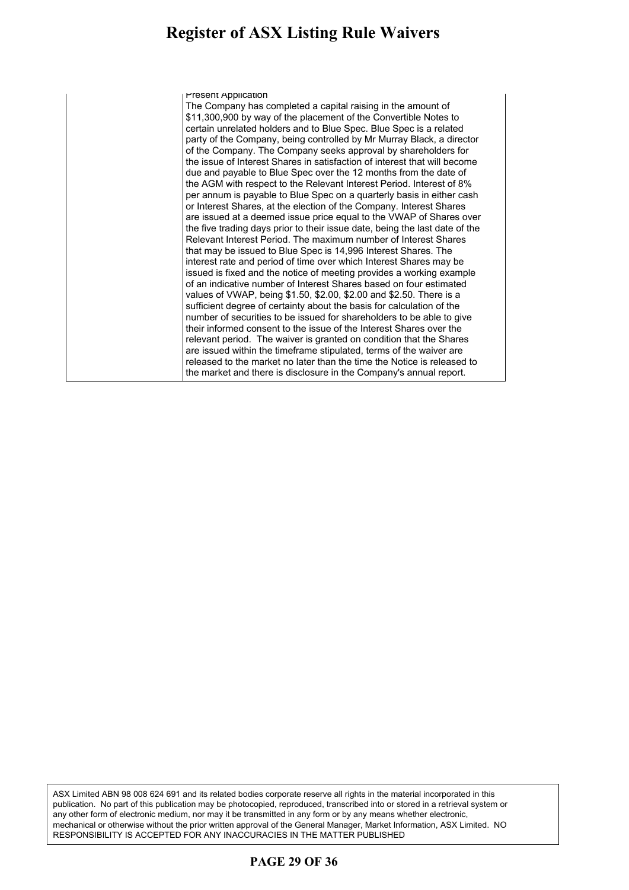| | |
|---|---|
| | Present Application<br>The Company has completed a capital raising in the amount of \$11,300,900 by way of the placement of the Convertible Notes to certain unrelated holders and to Blue Spec. Blue Spec is a related party of the Company, being controlled by Mr Murray Black, a director of the Company. The Company seeks approval by shareholders for the issue of Interest Shares in satisfaction of interest that will become due and payable to Blue Spec over the 12 months from the date of the AGM with respect to the Relevant Interest Period. Interest of 8% per annum is payable to Blue Spec on a quarterly basis in either cash or Interest Shares, at the election of the Company. Interest Shares are issued at a deemed issue price equal to the VWAP of Shares over the five trading days prior to their issue date, being the last date of the Relevant Interest Period. The maximum number of Interest Shares that may be issued to Blue Spec is 14,996 Interest Shares. The interest rate and period of time over which Interest Shares may be issued is fixed and the notice of meeting provides a working example of an indicative number of Interest Shares based on four estimated values of VWAP, being \$1.50, \$2.00, \$2.00 and \$2.50. There is a sufficient degree of certainty about the basis for calculation of the number of securities to be issued for shareholders to be able to give their informed consent to the issue of the Interest Shares over the relevant period. The waiver is granted on condition that the Shares are issued within the timeframe stipulated, terms of the waiver are released to the market no later than the time the Notice is released to the market and there is disclosure in the Company's annual report. |

ASX Limited ABN 98 008 624 691 and its related bodies corporate reserve all rights in the material incorporated in this publication. No part of this publication may be photocopied, reproduced, transcribed into or stored in a retrieval system or any other form of electronic medium, nor may it be transmitted in any form or by any means whether electronic, mechanical or otherwise without the prior written approval of the General Manager, Market Information, ASX Limited. NO RESPONSIBILITY IS ACCEPTED FOR ANY INACCURACIES IN THE MATTER PUBLISHED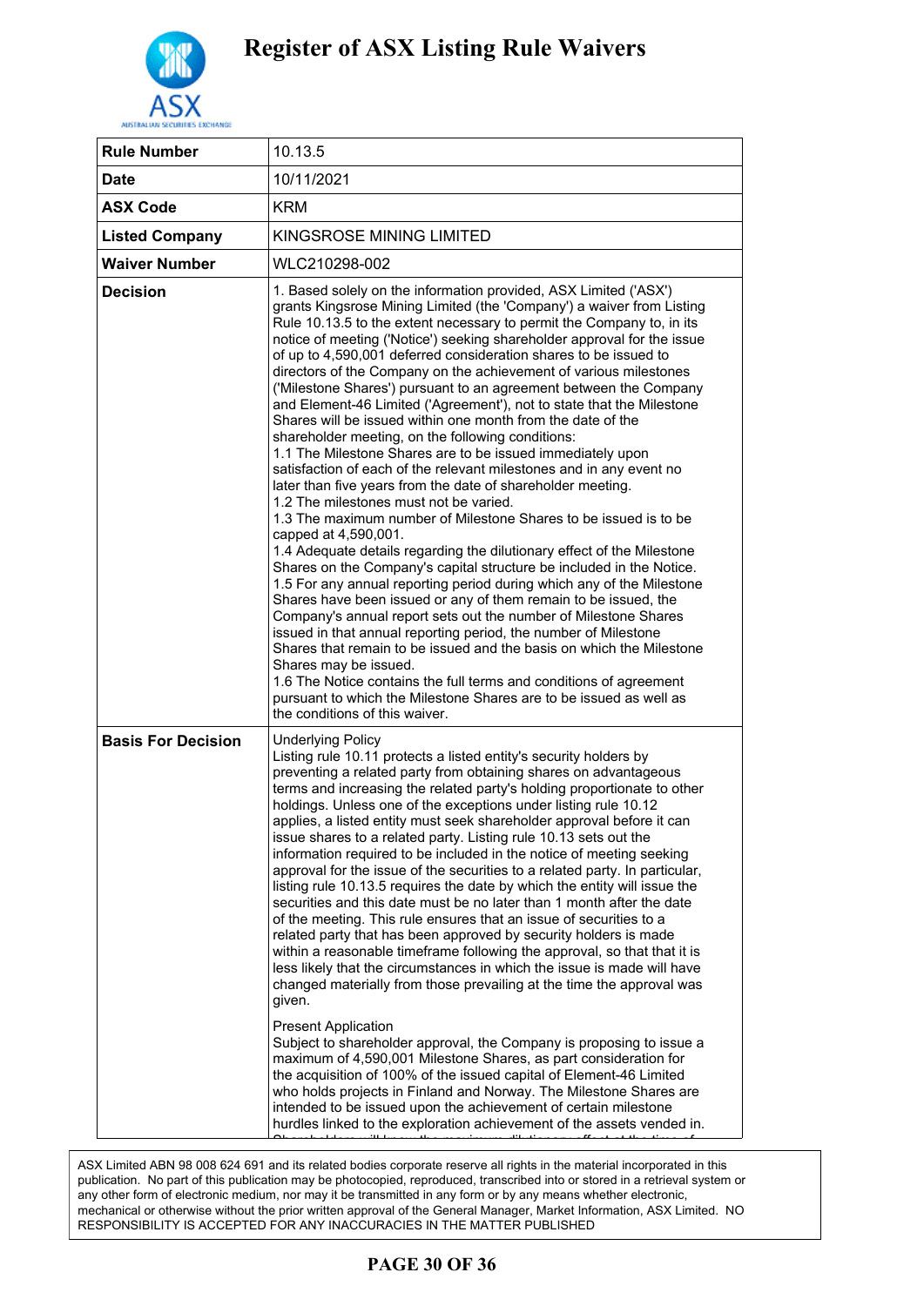# Register of ASX Listing Rule Waivers

| Rule Number | 10.13.5 |
|---|---|
| Date | 10/11/2021 |
| ASX Code | KRM |
| Listed Company | KINGSROSE MINING LIMITED |
| Waiver Number | WLC210298-002 |
| Decision | 1. Based solely on the information provided, ASX Limited ('ASX') grants Kingsrose Mining Limited (the 'Company') a waiver from Listing Rule 10.13.5 to the extent necessary to permit the Company to, in its notice of meeting ('Notice') seeking shareholder approval for the issue of up to 4,590,001 deferred consideration shares to be issued to directors of the Company on the achievement of various milestones ('Milestone Shares') pursuant to an agreement between the Company and Element-46 Limited ('Agreement'), not to state that the Milestone Shares will be issued within one month from the date of the shareholder meeting, on the following conditions:<br>1.1 The Milestone Shares are to be issued immediately upon satisfaction of each of the relevant milestones and in any event no later than five years from the date of shareholder meeting.<br>1.2 The milestones must not be varied.<br>1.3 The maximum number of Milestone Shares to be issued is to be capped at 4,590,001.<br>1.4 Adequate details regarding the dilutionary effect of the Milestone Shares on the Company's capital structure be included in the Notice.<br>1.5 For any annual reporting period during which any of the Milestone Shares have been issued or any of them remain to be issued, the Company's annual report sets out the number of Milestone Shares issued in that annual reporting period, the number of Milestone Shares that remain to be issued and the basis on which the Milestone Shares may be issued.<br>1.6 The Notice contains the full terms and conditions of agreement pursuant to which the Milestone Shares are to be issued as well as the conditions of this waiver. |
| Basis For Decision | Underlying Policy<br>Listing rule 10.11 protects a listed entity's security holders by preventing a related party from obtaining shares on advantageous terms and increasing the related party's holding proportionate to other holdings. Unless one of the exceptions under listing rule 10.12 applies, a listed entity must seek shareholder approval before it can issue shares to a related party. Listing rule 10.13 sets out the information required to be included in the notice of meeting seeking approval for the issue of the securities to a related party. In particular, listing rule 10.13.5 requires the date by which the entity will issue the securities and this date must be no later than 1 month after the date of the meeting. This rule ensures that an issue of securities to a related party that has been approved by security holders is made within a reasonable timeframe following the approval, so that that it is less likely that the circumstances in which the issue is made will have changed materially from those prevailing at the time the approval was given.<br><br>Present Application<br>Subject to shareholder approval, the Company is proposing to issue a maximum of 4,590,001 Milestone Shares, as part consideration for the acquisition of 100% of the issued capital of Element-46 Limited who holds projects in Finland and Norway. The Milestone Shares are intended to be issued upon the achievement of certain milestone hurdles linked to the exploration achievement of the assets vended in. |

ASX Limited ABN 98 008 624 691 and its related bodies corporate reserve all rights in the material incorporated in this publication. No part of this publication may be photocopied, reproduced, transcribed into or stored in a retrieval system or any other form of electronic medium, nor may it be transmitted in any form or by any means whether electronic, mechanical or otherwise without the prior written approval of the General Manager, Market Information, ASX Limited. NO RESPONSIBILITY IS ACCEPTED FOR ANY INACCURACIES IN THE MATTER PUBLISHED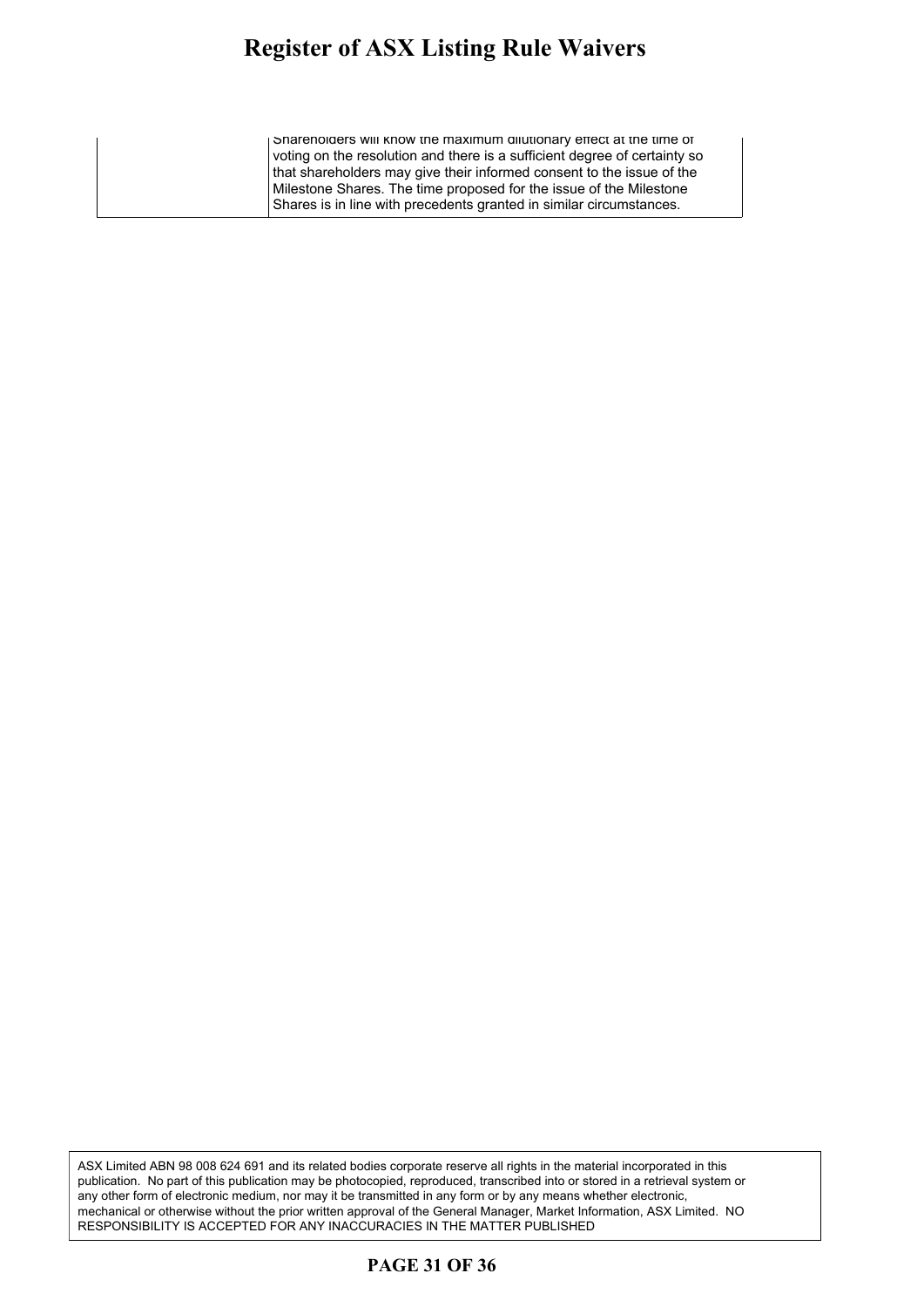| | |
|---|---|
| | Shareholders will know the maximum dilutionary effect at the time of voting on the resolution and there is a sufficient degree of certainty so that shareholders may give their informed consent to the issue of the Milestone Shares. The time proposed for the issue of the Milestone Shares is in line with precedents granted in similar circumstances. |

ASX Limited ABN 98 008 624 691 and its related bodies corporate reserve all rights in the material incorporated in this publication. No part of this publication may be photocopied, reproduced, transcribed into or stored in a retrieval system or any other form of electronic medium, nor may it be transmitted in any form or by any means whether electronic, mechanical or otherwise without the prior written approval of the General Manager, Market Information, ASX Limited. NO RESPONSIBILITY IS ACCEPTED FOR ANY INACCURACIES IN THE MATTER PUBLISHED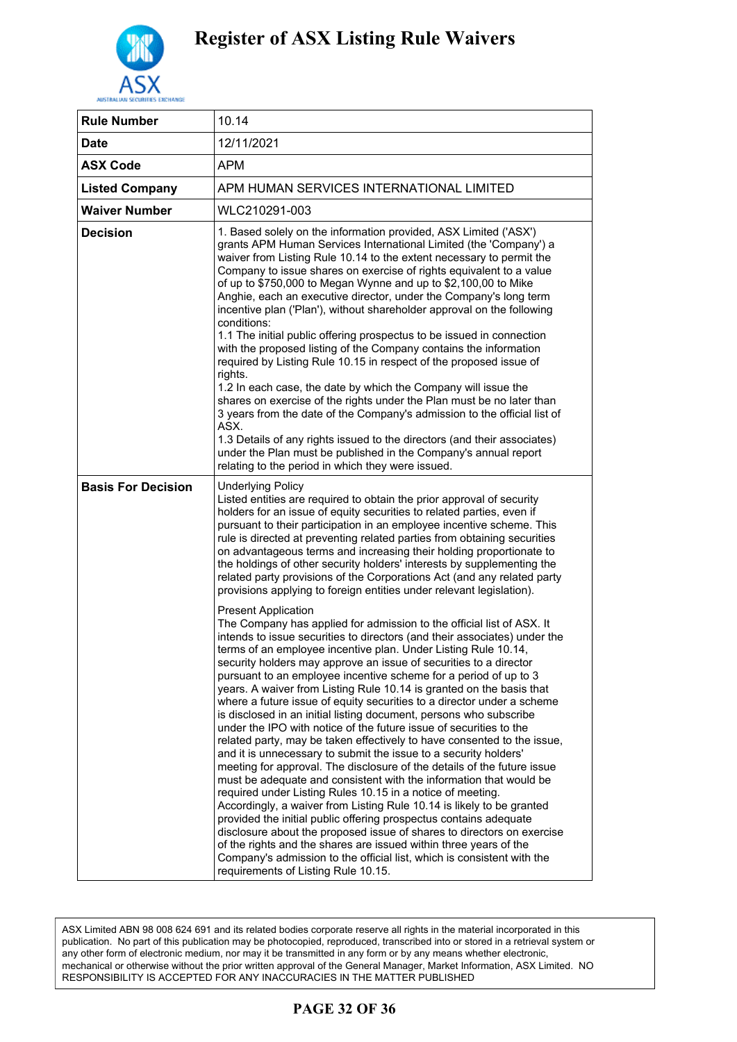# Register of ASX Listing Rule Waivers

| Rule Number | 10.14 |
|---|---|
| Date | 12/11/2021 |
| ASX Code | APM |
| Listed Company | APM HUMAN SERVICES INTERNATIONAL LIMITED |
| Waiver Number | WLC210291-003 |
| Decision | 1. Based solely on the information provided, ASX Limited ('ASX') grants APM Human Services International Limited (the 'Company') a waiver from Listing Rule 10.14 to the extent necessary to permit the Company to issue shares on exercise of rights equivalent to a value of up to $750,000 to Megan Wynne and up to $2,100,00 to Mike Anghie, each an executive director, under the Company's long term incentive plan ('Plan'), without shareholder approval on the following conditions:<br>1.1 The initial public offering prospectus to be issued in connection with the proposed listing of the Company contains the information required by Listing Rule 10.15 in respect of the proposed issue of rights.<br>1.2 In each case, the date by which the Company will issue the shares on exercise of the rights under the Plan must be no later than 3 years from the date of the Company's admission to the official list of ASX.<br>1.3 Details of any rights issued to the directors (and their associates) under the Plan must be published in the Company's annual report relating to the period in which they were issued. |
| Basis For Decision | Underlying Policy<br>Listed entities are required to obtain the prior approval of security holders for an issue of equity securities to related parties, even if pursuant to their participation in an employee incentive scheme. This rule is directed at preventing related parties from obtaining securities on advantageous terms and increasing their holding proportionate to the holdings of other security holders' interests by supplementing the related party provisions of the Corporations Act (and any related party provisions applying to foreign entities under relevant legislation).<br><br>Present Application<br>The Company has applied for admission to the official list of ASX. It intends to issue securities to directors (and their associates) under the terms of an employee incentive plan. Under Listing Rule 10.14, security holders may approve an issue of securities to a director pursuant to an employee incentive scheme for a period of up to 3 years. A waiver from Listing Rule 10.14 is granted on the basis that where a future issue of equity securities to a director under a scheme is disclosed in an initial listing document, persons who subscribe under the IPO with notice of the future issue of securities to the related party, may be taken effectively to have consented to the issue, and it is unnecessary to submit the issue to a security holders' meeting for approval. The disclosure of the details of the future issue must be adequate and consistent with the information that would be required under Listing Rules 10.15 in a notice of meeting. Accordingly, a waiver from Listing Rule 10.14 is likely to be granted provided the initial public offering prospectus contains adequate disclosure about the proposed issue of shares to directors on exercise of the rights and the shares are issued within three years of the Company's admission to the official list, which is consistent with the requirements of Listing Rule 10.15. |

ASX Limited ABN 98 008 624 691 and its related bodies corporate reserve all rights in the material incorporated in this publication. No part of this publication may be photocopied, reproduced, transcribed into or stored in a retrieval system or any other form of electronic medium, nor may it be transmitted in any form or by any means whether electronic, mechanical or otherwise without the prior written approval of the General Manager, Market Information, ASX Limited. NO RESPONSIBILITY IS ACCEPTED FOR ANY INACCURACIES IN THE MATTER PUBLISHED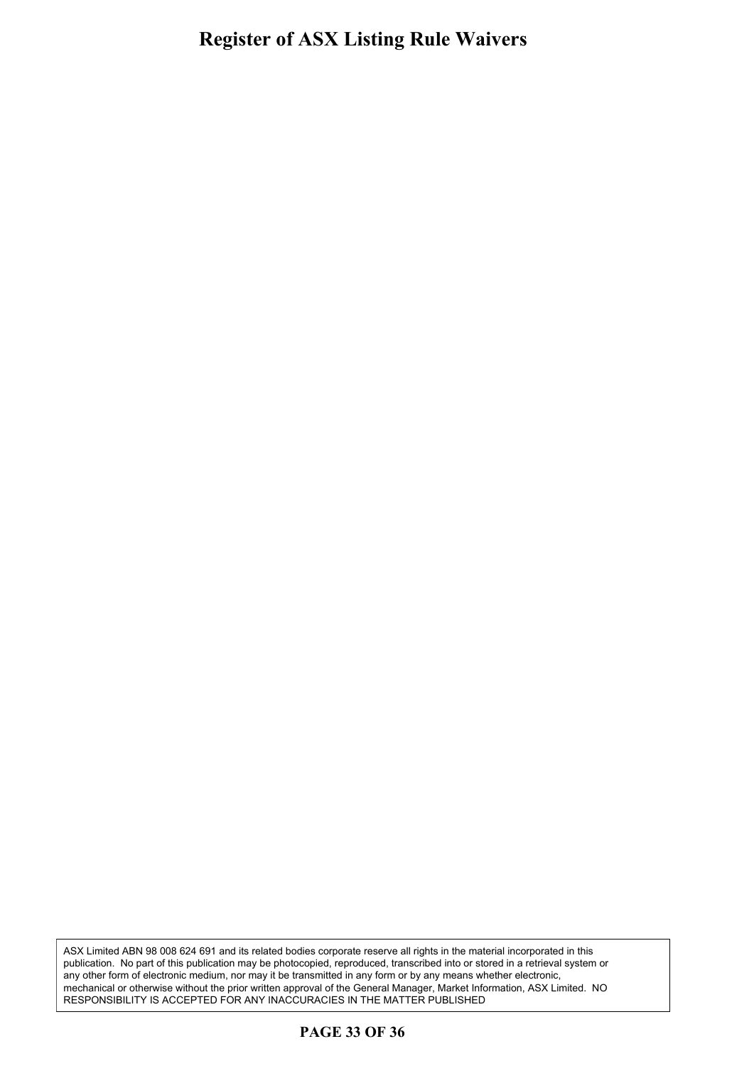ASX Limited ABN 98 008 624 691 and its related bodies corporate reserve all rights in the material incorporated in this publication. No part of this publication may be photocopied, reproduced, transcribed into or stored in a retrieval system or any other form of electronic medium, nor may it be transmitted in any form or by any means whether electronic, mechanical or otherwise without the prior written approval of the General Manager, Market Information, ASX Limited. NO RESPONSIBILITY IS ACCEPTED FOR ANY INACCURACIES IN THE MATTER PUBLISHED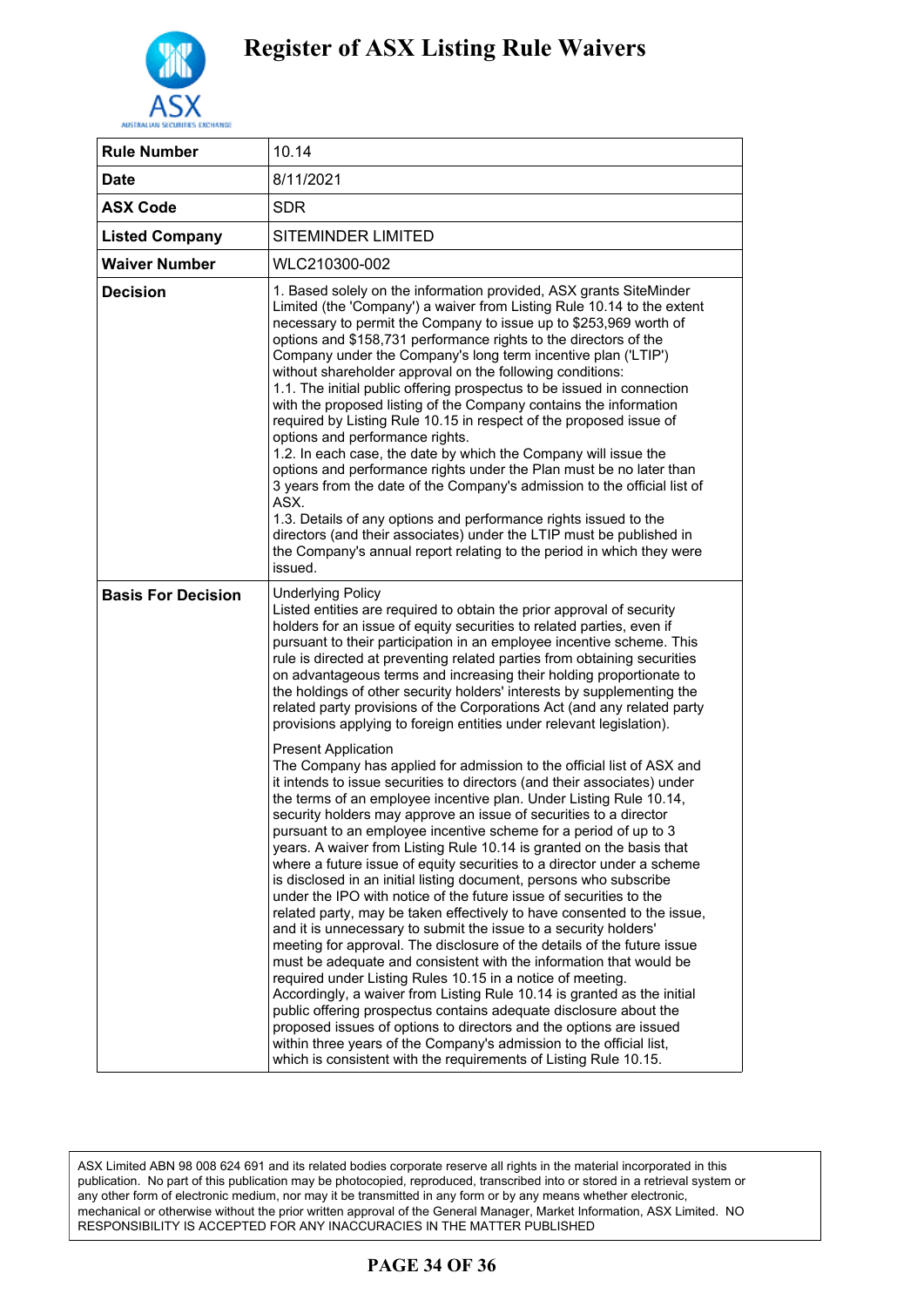# Register of ASX Listing Rule Waivers

| Rule Number | 10.14 |
|---|---|
| Date | 8/11/2021 |
| ASX Code | SDR |
| Listed Company | SITEMINDER LIMITED |
| Waiver Number | WLC210300-002 |
| Decision | 1. Based solely on the information provided, ASX grants SiteMinder Limited (the 'Company') a waiver from Listing Rule 10.14 to the extent necessary to permit the Company to issue up to $253,969 worth of options and $158,731 performance rights to the directors of the Company under the Company's long term incentive plan ('LTIP') without shareholder approval on the following conditions:<br>1.1. The initial public offering prospectus to be issued in connection with the proposed listing of the Company contains the information required by Listing Rule 10.15 in respect of the proposed issue of options and performance rights.<br>1.2. In each case, the date by which the Company will issue the options and performance rights under the Plan must be no later than 3 years from the date of the Company's admission to the official list of ASX.<br>1.3. Details of any options and performance rights issued to the directors (and their associates) under the LTIP must be published in the Company's annual report relating to the period in which they were issued. |
| Basis For Decision | Underlying Policy<br>Listed entities are required to obtain the prior approval of security holders for an issue of equity securities to related parties, even if pursuant to their participation in an employee incentive scheme. This rule is directed at preventing related parties from obtaining securities on advantageous terms and increasing their holding proportionate to the holdings of other security holders' interests by supplementing the related party provisions of the Corporations Act (and any related party provisions applying to foreign entities under relevant legislation).<br><br>Present Application<br>The Company has applied for admission to the official list of ASX and it intends to issue securities to directors (and their associates) under the terms of an employee incentive plan. Under Listing Rule 10.14, security holders may approve an issue of securities to a director pursuant to an employee incentive scheme for a period of up to 3 years. A waiver from Listing Rule 10.14 is granted on the basis that where a future issue of equity securities to a director under a scheme is disclosed in an initial listing document, persons who subscribe under the IPO with notice of the future issue of securities to the related party, may be taken effectively to have consented to the issue, and it is unnecessary to submit the issue to a security holders' meeting for approval. The disclosure of the details of the future issue must be adequate and consistent with the information that would be required under Listing Rules 10.15 in a notice of meeting. Accordingly, a waiver from Listing Rule 10.14 is granted as the initial public offering prospectus contains adequate disclosure about the proposed issues of options to directors and the options are issued within three years of the Company's admission to the official list, which is consistent with the requirements of Listing Rule 10.15. |

ASX Limited ABN 98 008 624 691 and its related bodies corporate reserve all rights in the material incorporated in this publication. No part of this publication may be photocopied, reproduced, transcribed into or stored in a retrieval system or any other form of electronic medium, nor may it be transmitted in any form or by any means whether electronic, mechanical or otherwise without the prior written approval of the General Manager, Market Information, ASX Limited. NO RESPONSIBILITY IS ACCEPTED FOR ANY INACCURACIES IN THE MATTER PUBLISHED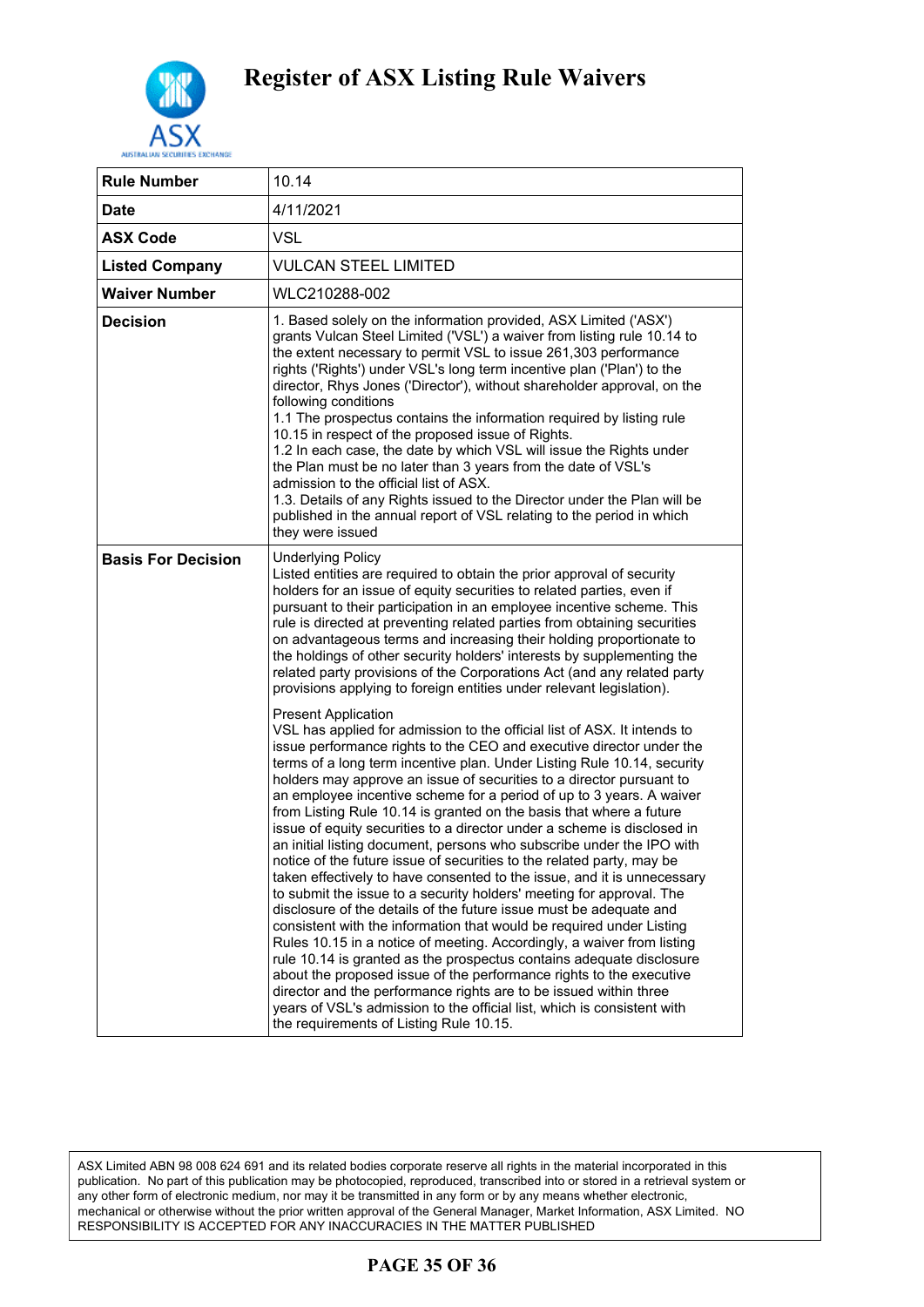# Register of ASX Listing Rule Waivers

| Rule Number | 10.14 |
|---|---|
| Date | 4/11/2021 |
| ASX Code | VSL |
| Listed Company | VULCAN STEEL LIMITED |
| Waiver Number | WLC210288-002 |
| Decision | 1. Based solely on the information provided, ASX Limited ('ASX') grants Vulcan Steel Limited ('VSL') a waiver from listing rule 10.14 to the extent necessary to permit VSL to issue 261,303 performance rights ('Rights') under VSL's long term incentive plan ('Plan') to the director, Rhys Jones ('Director'), without shareholder approval, on the following conditions<br>1.1 The prospectus contains the information required by listing rule 10.15 in respect of the proposed issue of Rights.<br>1.2 In each case, the date by which VSL will issue the Rights under the Plan must be no later than 3 years from the date of VSL's admission to the official list of ASX.<br>1.3. Details of any Rights issued to the Director under the Plan will be published in the annual report of VSL relating to the period in which they were issued |
| Basis For Decision | Underlying Policy<br>Listed entities are required to obtain the prior approval of security holders for an issue of equity securities to related parties, even if pursuant to their participation in an employee incentive scheme. This rule is directed at preventing related parties from obtaining securities on advantageous terms and increasing their holding proportionate to the holdings of other security holders' interests by supplementing the related party provisions of the Corporations Act (and any related party provisions applying to foreign entities under relevant legislation).<br><br>Present Application<br>VSL has applied for admission to the official list of ASX. It intends to issue performance rights to the CEO and executive director under the terms of a long term incentive plan. Under Listing Rule 10.14, security holders may approve an issue of securities to a director pursuant to an employee incentive scheme for a period of up to 3 years. A waiver from Listing Rule 10.14 is granted on the basis that where a future issue of equity securities to a director under a scheme is disclosed in an initial listing document, persons who subscribe under the IPO with notice of the future issue of securities to the related party, may be taken effectively to have consented to the issue, and it is unnecessary to submit the issue to a security holders' meeting for approval. The disclosure of the details of the future issue must be adequate and consistent with the information that would be required under Listing Rules 10.15 in a notice of meeting. Accordingly, a waiver from listing rule 10.14 is granted as the prospectus contains adequate disclosure about the proposed issue of the performance rights to the executive director and the performance rights are to be issued within three years of VSL's admission to the official list, which is consistent with the requirements of Listing Rule 10.15. |

ASX Limited ABN 98 008 624 691 and its related bodies corporate reserve all rights in the material incorporated in this publication. No part of this publication may be photocopied, reproduced, transcribed into or stored in a retrieval system or any other form of electronic medium, nor may it be transmitted in any form or by any means whether electronic, mechanical or otherwise without the prior written approval of the General Manager, Market Information, ASX Limited. NO RESPONSIBILITY IS ACCEPTED FOR ANY INACCURACIES IN THE MATTER PUBLISHED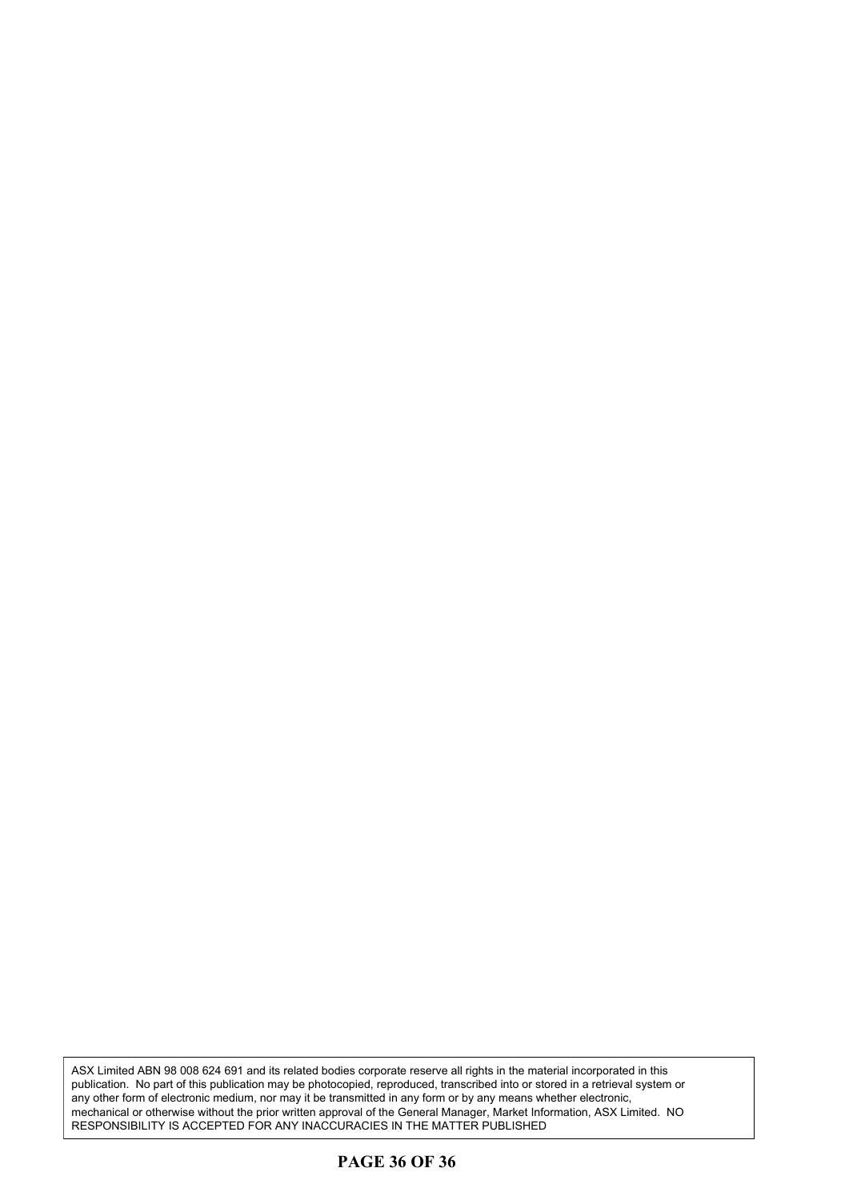ASX Limited ABN 98 008 624 691 and its related bodies corporate reserve all rights in the material incorporated in this publication. No part of this publication may be photocopied, reproduced, transcribed into or stored in a retrieval system or any other form of electronic medium, nor may it be transmitted in any form or by any means whether electronic, mechanical or otherwise without the prior written approval of the General Manager, Market Information, ASX Limited. NO RESPONSIBILITY IS ACCEPTED FOR ANY INACCURACIES IN THE MATTER PUBLISHED